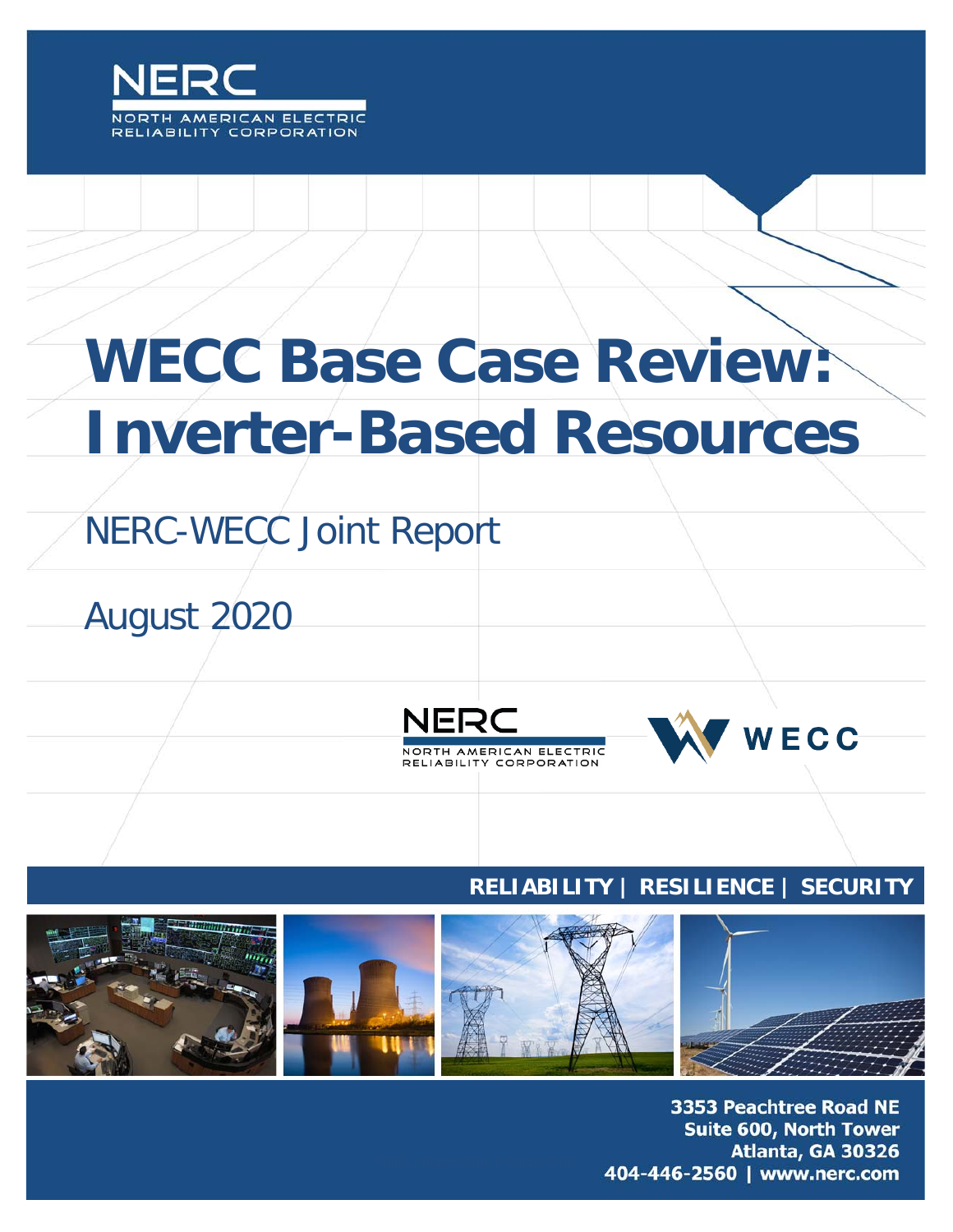NERC

NORTH AMERICAN ELECTRIC RELIABILITY CORPORATION

# WECC Base Case Review: Inverter-Based Resources

NERC-WECC Joint Report

August 2020

NERC

NORTH AMERICAN ELECTRIC RELIABILITY CORPORATION

WECC

**RELIABILITY | RESILIENCE | SECURITY**

**3353 Peachtree Road NE**
**Suite 600, North Tower**
**Atlanta, GA 30326**
**404-446-2560 | www.nerc.com**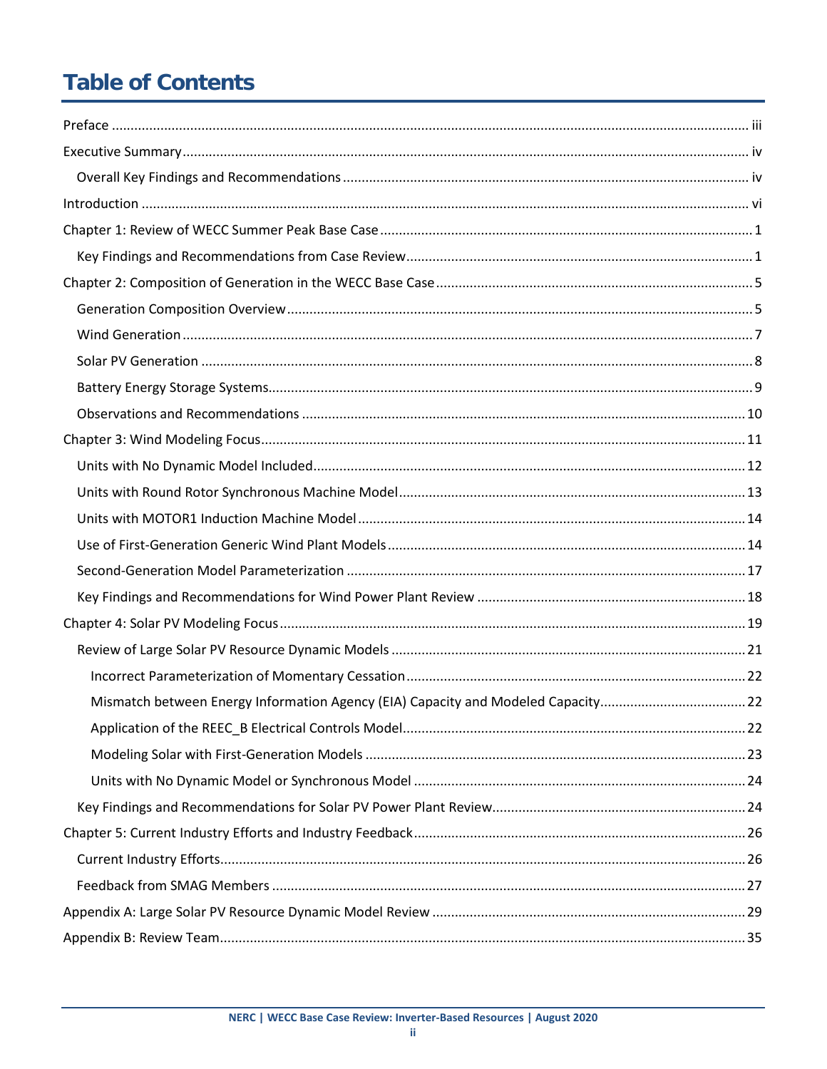# Table of Contents

Preface ..... iii

Executive Summary ..... iv

- Overall Key Findings and Recommendations ..... iv

Introduction ..... vi

Chapter 1: Review of WECC Summer Peak Base Case ..... 1

- Key Findings and Recommendations from Case Review ..... 1

Chapter 2: Composition of Generation in the WECC Base Case ..... 5

- Generation Composition Overview ..... 5
- Wind Generation ..... 7
- Solar PV Generation ..... 8
- Battery Energy Storage Systems ..... 9
- Observations and Recommendations ..... 10

Chapter 3: Wind Modeling Focus ..... 11

- Units with No Dynamic Model Included ..... 12
- Units with Round Rotor Synchronous Machine Model ..... 13
- Units with MOTOR1 Induction Machine Model ..... 14
- Use of First-Generation Generic Wind Plant Models ..... 14
- Second-Generation Model Parameterization ..... 17
- Key Findings and Recommendations for Wind Power Plant Review ..... 18

Chapter 4: Solar PV Modeling Focus ..... 19

- Review of Large Solar PV Resource Dynamic Models ..... 21
  - Incorrect Parameterization of Momentary Cessation ..... 22
  - Mismatch between Energy Information Agency (EIA) Capacity and Modeled Capacity ..... 22
  - Application of the REEC_B Electrical Controls Model ..... 22
  - Modeling Solar with First-Generation Models ..... 23
  - Units with No Dynamic Model or Synchronous Model ..... 24
- Key Findings and Recommendations for Solar PV Power Plant Review ..... 24

Chapter 5: Current Industry Efforts and Industry Feedback ..... 26

- Current Industry Efforts ..... 26
- Feedback from SMAG Members ..... 27

Appendix A: Large Solar PV Resource Dynamic Model Review ..... 29

Appendix B: Review Team ..... 35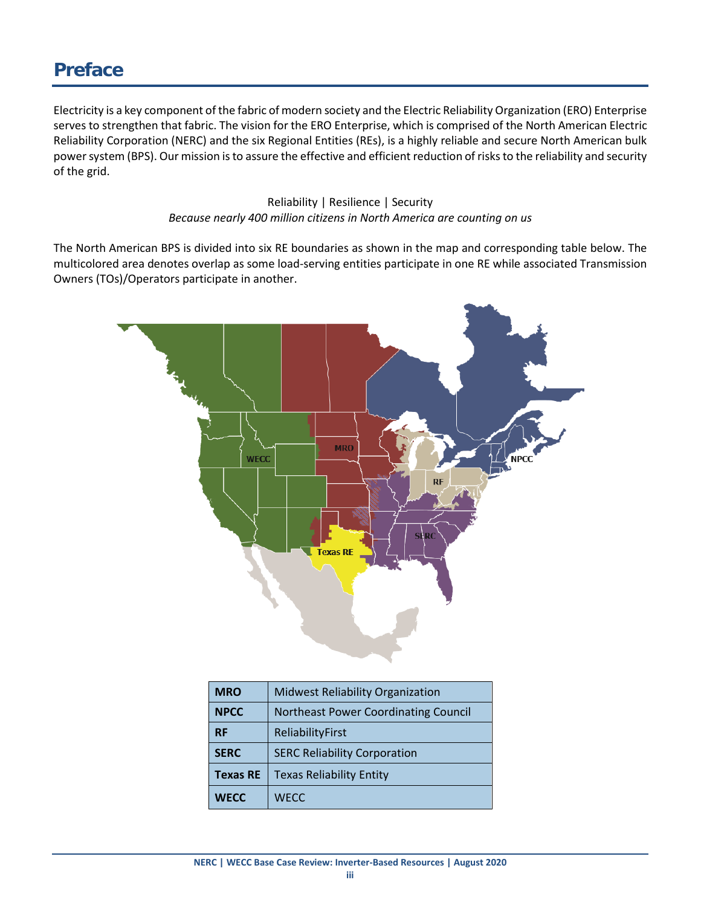# Preface

Electricity is a key component of the fabric of modern society and the Electric Reliability Organization (ERO) Enterprise serves to strengthen that fabric. The vision for the ERO Enterprise, which is comprised of the North American Electric Reliability Corporation (NERC) and the six Regional Entities (REs), is a highly reliable and secure North American bulk power system (BPS). Our mission is to assure the effective and efficient reduction of risks to the reliability and security of the grid.

Reliability | Resilience | Security
*Because nearly 400 million citizens in North America are counting on us*

The North American BPS is divided into six RE boundaries as shown in the map and corresponding table below. The multicolored area denotes overlap as some load-serving entities participate in one RE while associated Transmission Owners (TOs)/Operators participate in another.

| | |
|---|---|
| **MRO** | Midwest Reliability Organization |
| **NPCC** | Northeast Power Coordinating Council |
| **RF** | ReliabilityFirst |
| **SERC** | SERC Reliability Corporation |
| **Texas RE** | Texas Reliability Entity |
| **WECC** | WECC |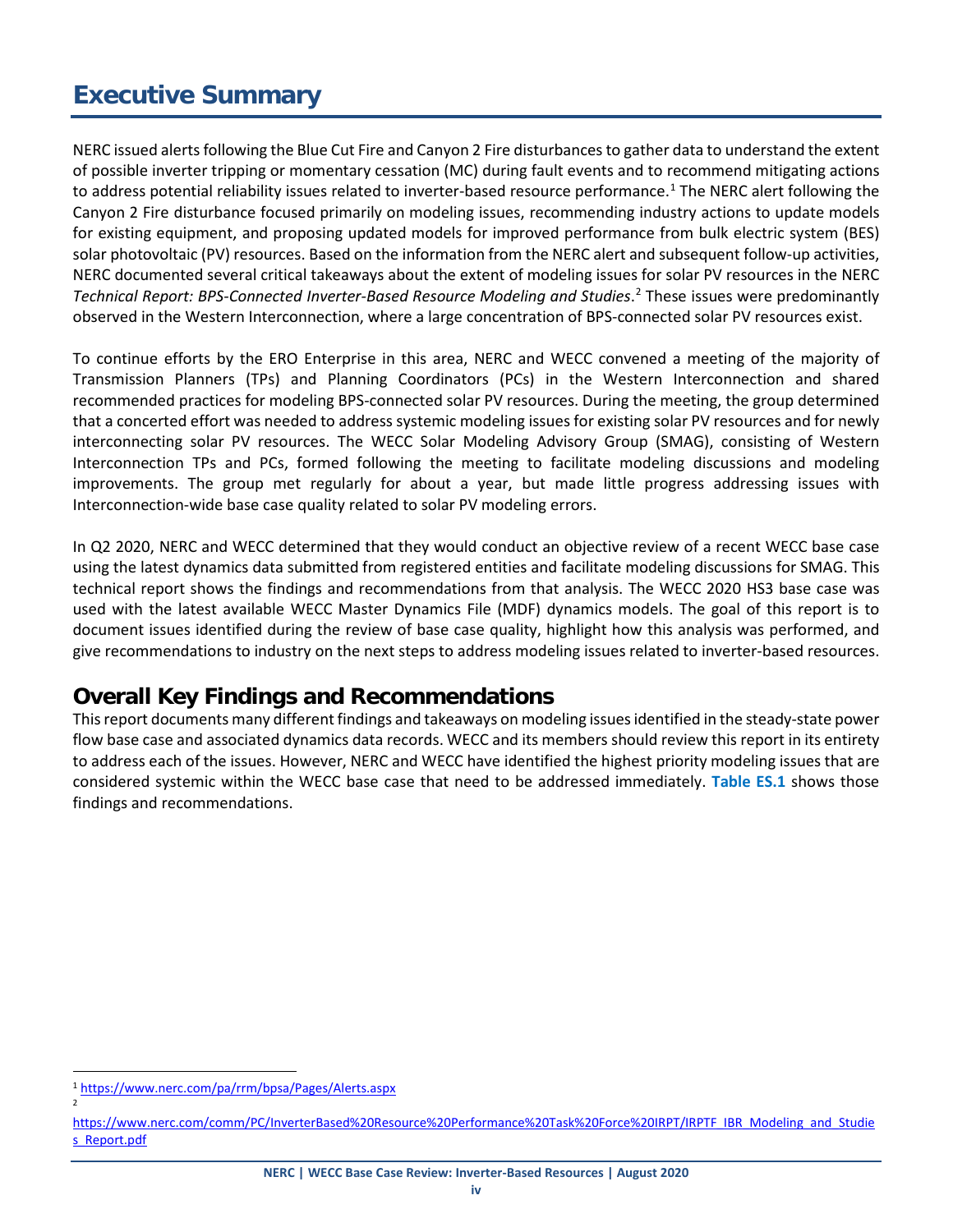# Executive Summary

NERC issued alerts following the Blue Cut Fire and Canyon 2 Fire disturbances to gather data to understand the extent of possible inverter tripping or momentary cessation (MC) during fault events and to recommend mitigating actions to address potential reliability issues related to inverter-based resource performance.[1] The NERC alert following the Canyon 2 Fire disturbance focused primarily on modeling issues, recommending industry actions to update models for existing equipment, and proposing updated models for improved performance from bulk electric system (BES) solar photovoltaic (PV) resources. Based on the information from the NERC alert and subsequent follow-up activities, NERC documented several critical takeaways about the extent of modeling issues for solar PV resources in the NERC *Technical Report: BPS-Connected Inverter-Based Resource Modeling and Studies*.[2] These issues were predominantly observed in the Western Interconnection, where a large concentration of BPS-connected solar PV resources exist.

To continue efforts by the ERO Enterprise in this area, NERC and WECC convened a meeting of the majority of Transmission Planners (TPs) and Planning Coordinators (PCs) in the Western Interconnection and shared recommended practices for modeling BPS-connected solar PV resources. During the meeting, the group determined that a concerted effort was needed to address systemic modeling issues for existing solar PV resources and for newly interconnecting solar PV resources. The WECC Solar Modeling Advisory Group (SMAG), consisting of Western Interconnection TPs and PCs, formed following the meeting to facilitate modeling discussions and modeling improvements. The group met regularly for about a year, but made little progress addressing issues with Interconnection-wide base case quality related to solar PV modeling errors.

In Q2 2020, NERC and WECC determined that they would conduct an objective review of a recent WECC base case using the latest dynamics data submitted from registered entities and facilitate modeling discussions for SMAG. This technical report shows the findings and recommendations from that analysis. The WECC 2020 HS3 base case was used with the latest available WECC Master Dynamics File (MDF) dynamics models. The goal of this report is to document issues identified during the review of base case quality, highlight how this analysis was performed, and give recommendations to industry on the next steps to address modeling issues related to inverter-based resources.

## Overall Key Findings and Recommendations

This report documents many different findings and takeaways on modeling issues identified in the steady-state power flow base case and associated dynamics data records. WECC and its members should review this report in its entirety to address each of the issues. However, NERC and WECC have identified the highest priority modeling issues that are considered systemic within the WECC base case that need to be addressed immediately. **Table ES.1** shows those findings and recommendations.

[1] https://www.nerc.com/pa/rrm/bpsa/Pages/Alerts.aspx

[2] https://www.nerc.com/comm/PC/InverterBased%20Resource%20Performance%20Task%20Force%20IRPT/IRPTF_IBR_Modeling_and_Studies_Report.pdf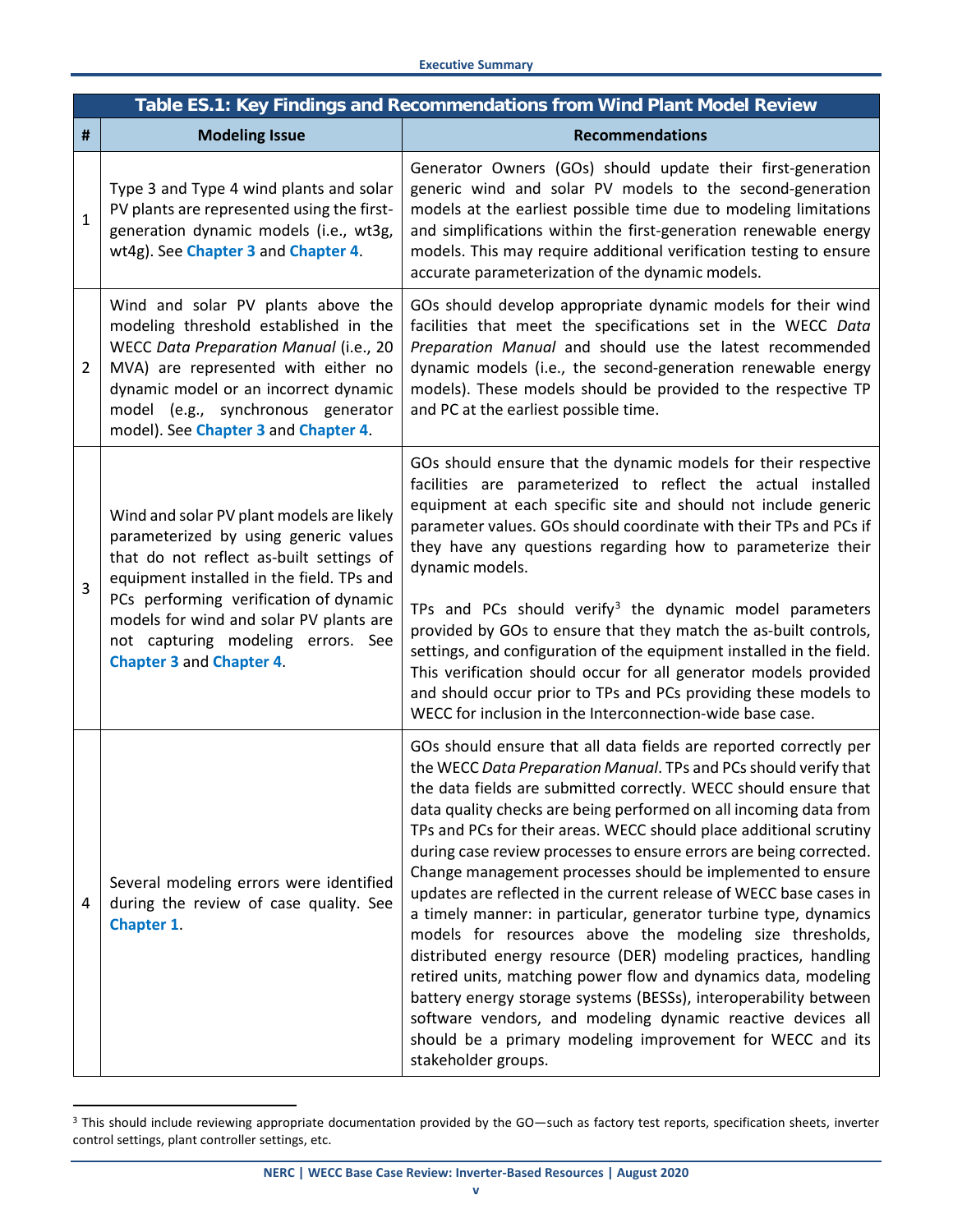| Table ES.1: Key Findings and Recommendations from Wind Plant Model Review | | |
|---|---|---|
| **#** | **Modeling Issue** | **Recommendations** |
| 1 | Type 3 and Type 4 wind plants and solar PV plants are represented using the first-generation dynamic models (i.e., wt3g, wt4g). See **Chapter 3** and **Chapter 4**. | Generator Owners (GOs) should update their first-generation generic wind and solar PV models to the second-generation models at the earliest possible time due to modeling limitations and simplifications within the first-generation renewable energy models. This may require additional verification testing to ensure accurate parameterization of the dynamic models. |
| 2 | Wind and solar PV plants above the modeling threshold established in the WECC *Data Preparation Manual* (i.e., 20 MVA) are represented with either no dynamic model or an incorrect dynamic model (e.g., synchronous generator model). See **Chapter 3** and **Chapter 4**. | GOs should develop appropriate dynamic models for their wind facilities that meet the specifications set in the WECC *Data Preparation Manual* and should use the latest recommended dynamic models (i.e., the second-generation renewable energy models). These models should be provided to the respective TP and PC at the earliest possible time. |
| 3 | Wind and solar PV plant models are likely parameterized by using generic values that do not reflect as-built settings of equipment installed in the field. TPs and PCs performing verification of dynamic models for wind and solar PV plants are not capturing modeling errors. See **Chapter 3** and **Chapter 4**. | GOs should ensure that the dynamic models for their respective facilities are parameterized to reflect the actual installed equipment at each specific site and should not include generic parameter values. GOs should coordinate with their TPs and PCs if they have any questions regarding how to parameterize their dynamic models.<br><br>TPs and PCs should verify[3] the dynamic model parameters provided by GOs to ensure that they match the as-built controls, settings, and configuration of the equipment installed in the field. This verification should occur for all generator models provided and should occur prior to TPs and PCs providing these models to WECC for inclusion in the Interconnection-wide base case. |
| 4 | Several modeling errors were identified during the review of case quality. See **Chapter 1**. | GOs should ensure that all data fields are reported correctly per the WECC *Data Preparation Manual*. TPs and PCs should verify that the data fields are submitted correctly. WECC should ensure that data quality checks are being performed on all incoming data from TPs and PCs for their areas. WECC should place additional scrutiny during case review processes to ensure errors are being corrected. Change management processes should be implemented to ensure updates are reflected in the current release of WECC base cases in a timely manner: in particular, generator turbine type, dynamics models for resources above the modeling size thresholds, distributed energy resource (DER) modeling practices, handling retired units, matching power flow and dynamics data, modeling battery energy storage systems (BESSs), interoperability between software vendors, and modeling dynamic reactive devices all should be a primary modeling improvement for WECC and its stakeholder groups. |

[3] This should include reviewing appropriate documentation provided by the GO—such as factory test reports, specification sheets, inverter control settings, plant controller settings, etc.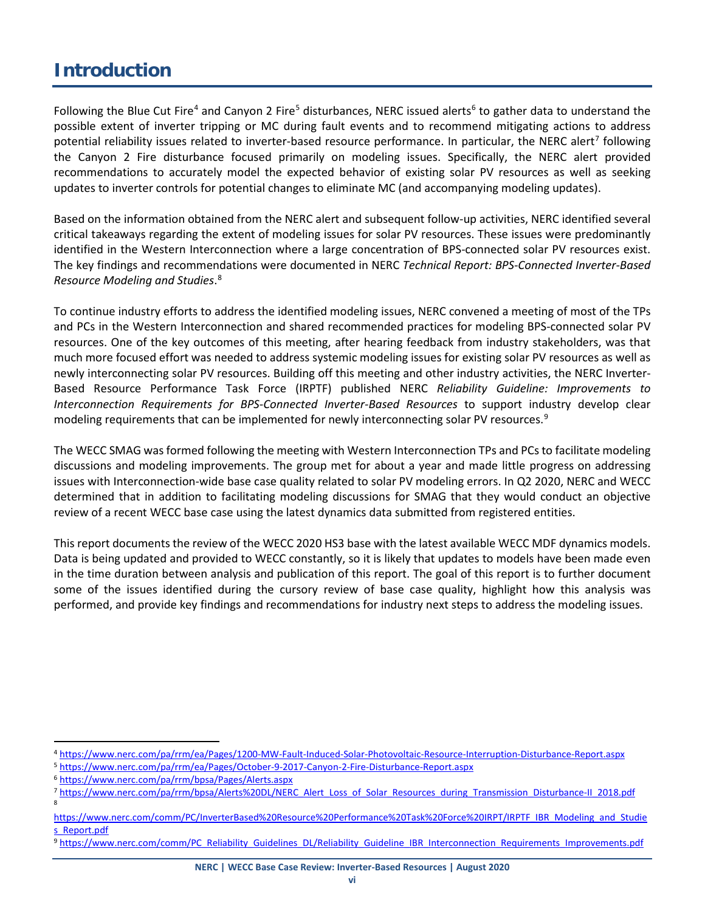# Introduction

Following the Blue Cut Fire[4] and Canyon 2 Fire[5] disturbances, NERC issued alerts[6] to gather data to understand the possible extent of inverter tripping or MC during fault events and to recommend mitigating actions to address potential reliability issues related to inverter-based resource performance. In particular, the NERC alert[7] following the Canyon 2 Fire disturbance focused primarily on modeling issues. Specifically, the NERC alert provided recommendations to accurately model the expected behavior of existing solar PV resources as well as seeking updates to inverter controls for potential changes to eliminate MC (and accompanying modeling updates).

Based on the information obtained from the NERC alert and subsequent follow-up activities, NERC identified several critical takeaways regarding the extent of modeling issues for solar PV resources. These issues were predominantly identified in the Western Interconnection where a large concentration of BPS-connected solar PV resources exist. The key findings and recommendations were documented in NERC *Technical Report: BPS-Connected Inverter-Based Resource Modeling and Studies*.[8]

To continue industry efforts to address the identified modeling issues, NERC convened a meeting of most of the TPs and PCs in the Western Interconnection and shared recommended practices for modeling BPS-connected solar PV resources. One of the key outcomes of this meeting, after hearing feedback from industry stakeholders, was that much more focused effort was needed to address systemic modeling issues for existing solar PV resources as well as newly interconnecting solar PV resources. Building off this meeting and other industry activities, the NERC Inverter-Based Resource Performance Task Force (IRPTF) published NERC *Reliability Guideline: Improvements to Interconnection Requirements for BPS-Connected Inverter-Based Resources* to support industry develop clear modeling requirements that can be implemented for newly interconnecting solar PV resources.[9]

The WECC SMAG was formed following the meeting with Western Interconnection TPs and PCs to facilitate modeling discussions and modeling improvements. The group met for about a year and made little progress on addressing issues with Interconnection-wide base case quality related to solar PV modeling errors. In Q2 2020, NERC and WECC determined that in addition to facilitating modeling discussions for SMAG that they would conduct an objective review of a recent WECC base case using the latest dynamics data submitted from registered entities.

This report documents the review of the WECC 2020 HS3 base with the latest available WECC MDF dynamics models. Data is being updated and provided to WECC constantly, so it is likely that updates to models have been made even in the time duration between analysis and publication of this report. The goal of this report is to further document some of the issues identified during the cursory review of base case quality, highlight how this analysis was performed, and provide key findings and recommendations for industry next steps to address the modeling issues.

---

[4] https://www.nerc.com/pa/rrm/ea/Pages/1200-MW-Fault-Induced-Solar-Photovoltaic-Resource-Interruption-Disturbance-Report.aspx

[5] https://www.nerc.com/pa/rrm/ea/Pages/October-9-2017-Canyon-2-Fire-Disturbance-Report.aspx

[6] https://www.nerc.com/pa/rrm/bpsa/Pages/Alerts.aspx

[7] https://www.nerc.com/pa/rrm/bpsa/Alerts%20DL/NERC_Alert_Loss_of_Solar_Resources_during_Transmission_Disturbance-II_2018.pdf

[8] https://www.nerc.com/comm/PC/InverterBased%20Resource%20Performance%20Task%20Force%20IRPT/IRPTF_IBR_Modeling_and_Studies_Report.pdf

[9] https://www.nerc.com/comm/PC_Reliability_Guidelines_DL/Reliability_Guideline_IBR_Interconnection_Requirements_Improvements.pdf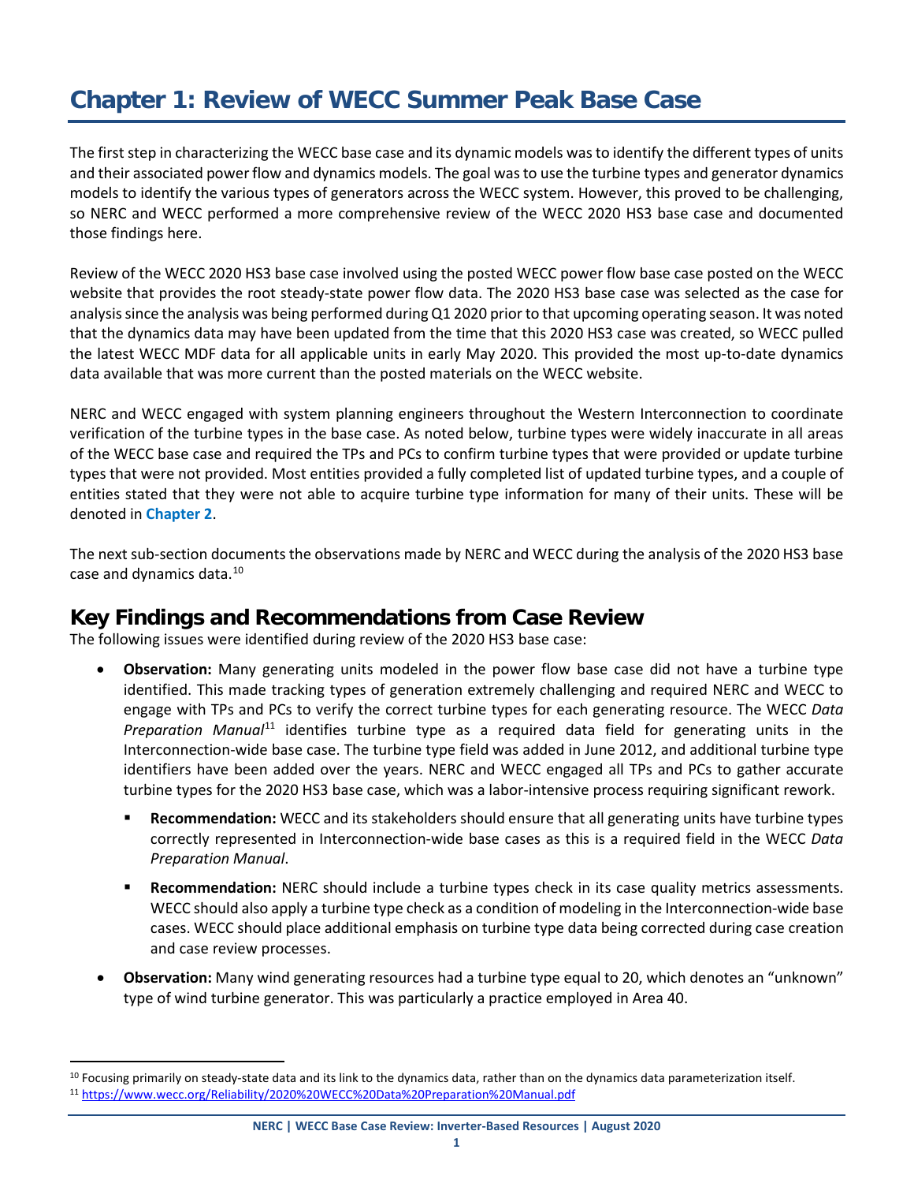# Chapter 1: Review of WECC Summer Peak Base Case

The first step in characterizing the WECC base case and its dynamic models was to identify the different types of units and their associated power flow and dynamics models. The goal was to use the turbine types and generator dynamics models to identify the various types of generators across the WECC system. However, this proved to be challenging, so NERC and WECC performed a more comprehensive review of the WECC 2020 HS3 base case and documented those findings here.

Review of the WECC 2020 HS3 base case involved using the posted WECC power flow base case posted on the WECC website that provides the root steady-state power flow data. The 2020 HS3 base case was selected as the case for analysis since the analysis was being performed during Q1 2020 prior to that upcoming operating season. It was noted that the dynamics data may have been updated from the time that this 2020 HS3 case was created, so WECC pulled the latest WECC MDF data for all applicable units in early May 2020. This provided the most up-to-date dynamics data available that was more current than the posted materials on the WECC website.

NERC and WECC engaged with system planning engineers throughout the Western Interconnection to coordinate verification of the turbine types in the base case. As noted below, turbine types were widely inaccurate in all areas of the WECC base case and required the TPs and PCs to confirm turbine types that were provided or update turbine types that were not provided. Most entities provided a fully completed list of updated turbine types, and a couple of entities stated that they were not able to acquire turbine type information for many of their units. These will be denoted in **Chapter 2**.

The next sub-section documents the observations made by NERC and WECC during the analysis of the 2020 HS3 base case and dynamics data.[10]

## Key Findings and Recommendations from Case Review

The following issues were identified during review of the 2020 HS3 base case:

- **Observation:** Many generating units modeled in the power flow base case did not have a turbine type identified. This made tracking types of generation extremely challenging and required NERC and WECC to engage with TPs and PCs to verify the correct turbine types for each generating resource. The WECC *Data Preparation Manual*[11] identifies turbine type as a required data field for generating units in the Interconnection-wide base case. The turbine type field was added in June 2012, and additional turbine type identifiers have been added over the years. NERC and WECC engaged all TPs and PCs to gather accurate turbine types for the 2020 HS3 base case, which was a labor-intensive process requiring significant rework.
  - **Recommendation:** WECC and its stakeholders should ensure that all generating units have turbine types correctly represented in Interconnection-wide base cases as this is a required field in the WECC *Data Preparation Manual*.
  - **Recommendation:** NERC should include a turbine types check in its case quality metrics assessments. WECC should also apply a turbine type check as a condition of modeling in the Interconnection-wide base cases. WECC should place additional emphasis on turbine type data being corrected during case creation and case review processes.
- **Observation:** Many wind generating resources had a turbine type equal to 20, which denotes an "unknown" type of wind turbine generator. This was particularly a practice employed in Area 40.

[10] Focusing primarily on steady-state data and its link to the dynamics data, rather than on the dynamics data parameterization itself.

[11] https://www.wecc.org/Reliability/2020%20WECC%20Data%20Preparation%20Manual.pdf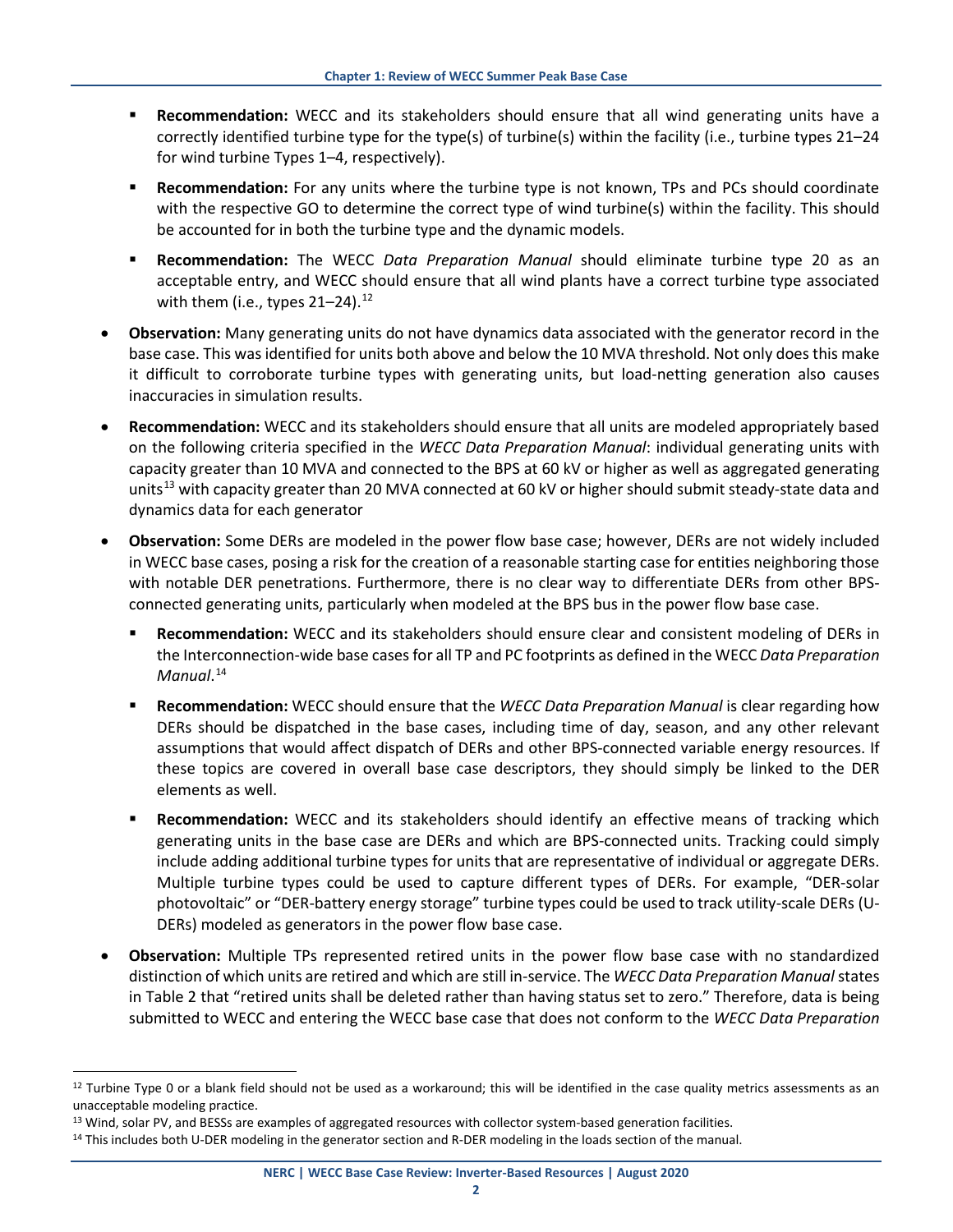- **Recommendation:** WECC and its stakeholders should ensure that all wind generating units have a correctly identified turbine type for the type(s) of turbine(s) within the facility (i.e., turbine types 21–24 for wind turbine Types 1–4, respectively).
- **Recommendation:** For any units where the turbine type is not known, TPs and PCs should coordinate with the respective GO to determine the correct type of wind turbine(s) within the facility. This should be accounted for in both the turbine type and the dynamic models.
- **Recommendation:** The WECC *Data Preparation Manual* should eliminate turbine type 20 as an acceptable entry, and WECC should ensure that all wind plants have a correct turbine type associated with them (i.e., types 21–24).[12]

- **Observation:** Many generating units do not have dynamics data associated with the generator record in the base case. This was identified for units both above and below the 10 MVA threshold. Not only does this make it difficult to corroborate turbine types with generating units, but load-netting generation also causes inaccuracies in simulation results.
- **Recommendation:** WECC and its stakeholders should ensure that all units are modeled appropriately based on the following criteria specified in the *WECC Data Preparation Manual*: individual generating units with capacity greater than 10 MVA and connected to the BPS at 60 kV or higher as well as aggregated generating units[13] with capacity greater than 20 MVA connected at 60 kV or higher should submit steady-state data and dynamics data for each generator
- **Observation:** Some DERs are modeled in the power flow base case; however, DERs are not widely included in WECC base cases, posing a risk for the creation of a reasonable starting case for entities neighboring those with notable DER penetrations. Furthermore, there is no clear way to differentiate DERs from other BPS-connected generating units, particularly when modeled at the BPS bus in the power flow base case.
  - **Recommendation:** WECC and its stakeholders should ensure clear and consistent modeling of DERs in the Interconnection-wide base cases for all TP and PC footprints as defined in the WECC *Data Preparation Manual*.[14]
  - **Recommendation:** WECC should ensure that the *WECC Data Preparation Manual* is clear regarding how DERs should be dispatched in the base cases, including time of day, season, and any other relevant assumptions that would affect dispatch of DERs and other BPS-connected variable energy resources. If these topics are covered in overall base case descriptors, they should simply be linked to the DER elements as well.
  - **Recommendation:** WECC and its stakeholders should identify an effective means of tracking which generating units in the base case are DERs and which are BPS-connected units. Tracking could simply include adding additional turbine types for units that are representative of individual or aggregate DERs. Multiple turbine types could be used to capture different types of DERs. For example, "DER-solar photovoltaic" or "DER-battery energy storage" turbine types could be used to track utility-scale DERs (U-DERs) modeled as generators in the power flow base case.
- **Observation:** Multiple TPs represented retired units in the power flow base case with no standardized distinction of which units are retired and which are still in-service. The *WECC Data Preparation Manual* states in Table 2 that "retired units shall be deleted rather than having status set to zero." Therefore, data is being submitted to WECC and entering the WECC base case that does not conform to the *WECC Data Preparation*

---

[12] Turbine Type 0 or a blank field should not be used as a workaround; this will be identified in the case quality metrics assessments as an unacceptable modeling practice.

[13] Wind, solar PV, and BESSs are examples of aggregated resources with collector system-based generation facilities.

[14] This includes both U-DER modeling in the generator section and R-DER modeling in the loads section of the manual.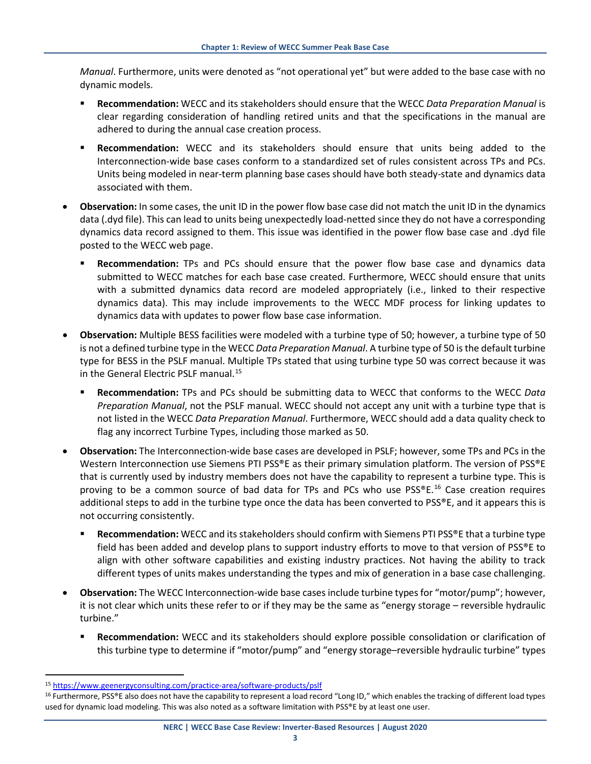*Manual*. Furthermore, units were denoted as "not operational yet" but were added to the base case with no dynamic models.

- **Recommendation:** WECC and its stakeholders should ensure that the WECC *Data Preparation Manual* is clear regarding consideration of handling retired units and that the specifications in the manual are adhered to during the annual case creation process.
- **Recommendation:** WECC and its stakeholders should ensure that units being added to the Interconnection-wide base cases conform to a standardized set of rules consistent across TPs and PCs. Units being modeled in near-term planning base cases should have both steady-state and dynamics data associated with them.

- **Observation:** In some cases, the unit ID in the power flow base case did not match the unit ID in the dynamics data (.dyd file). This can lead to units being unexpectedly load-netted since they do not have a corresponding dynamics data record assigned to them. This issue was identified in the power flow base case and .dyd file posted to the WECC web page.
  - **Recommendation:** TPs and PCs should ensure that the power flow base case and dynamics data submitted to WECC matches for each base case created. Furthermore, WECC should ensure that units with a submitted dynamics data record are modeled appropriately (i.e., linked to their respective dynamics data). This may include improvements to the WECC MDF process for linking updates to dynamics data with updates to power flow base case information.
- **Observation:** Multiple BESS facilities were modeled with a turbine type of 50; however, a turbine type of 50 is not a defined turbine type in the WECC *Data Preparation Manual*. A turbine type of 50 is the default turbine type for BESS in the PSLF manual. Multiple TPs stated that using turbine type 50 was correct because it was in the General Electric PSLF manual.[15]
  - **Recommendation:** TPs and PCs should be submitting data to WECC that conforms to the WECC *Data Preparation Manual*, not the PSLF manual. WECC should not accept any unit with a turbine type that is not listed in the WECC *Data Preparation Manual*. Furthermore, WECC should add a data quality check to flag any incorrect Turbine Types, including those marked as 50.
- **Observation:** The Interconnection-wide base cases are developed in PSLF; however, some TPs and PCs in the Western Interconnection use Siemens PTI PSS®E as their primary simulation platform. The version of PSS®E that is currently used by industry members does not have the capability to represent a turbine type. This is proving to be a common source of bad data for TPs and PCs who use PSS®E.[16] Case creation requires additional steps to add in the turbine type once the data has been converted to PSS®E, and it appears this is not occurring consistently.
  - **Recommendation:** WECC and its stakeholders should confirm with Siemens PTI PSS®E that a turbine type field has been added and develop plans to support industry efforts to move to that version of PSS®E to align with other software capabilities and existing industry practices. Not having the ability to track different types of units makes understanding the types and mix of generation in a base case challenging.
- **Observation:** The WECC Interconnection-wide base cases include turbine types for "motor/pump"; however, it is not clear which units these refer to or if they may be the same as "energy storage – reversible hydraulic turbine."
  - **Recommendation:** WECC and its stakeholders should explore possible consolidation or clarification of this turbine type to determine if "motor/pump" and "energy storage–reversible hydraulic turbine" types

[15] https://www.geenergyconsulting.com/practice-area/software-products/pslf

[16] Furthermore, PSS®E also does not have the capability to represent a load record "Long ID," which enables the tracking of different load types used for dynamic load modeling. This was also noted as a software limitation with PSS®E by at least one user.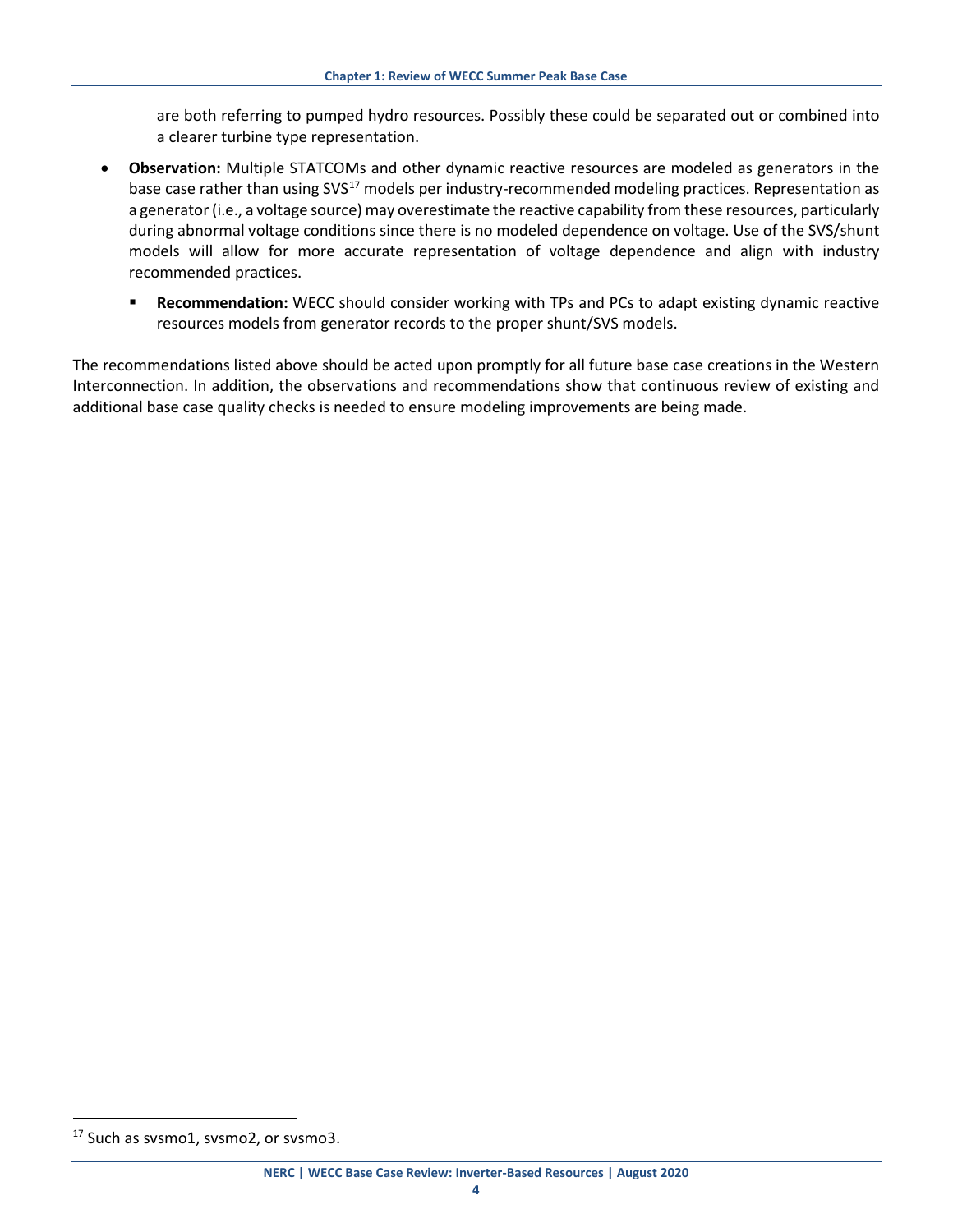are both referring to pumped hydro resources. Possibly these could be separated out or combined into a clearer turbine type representation.

- **Observation:** Multiple STATCOMs and other dynamic reactive resources are modeled as generators in the base case rather than using SVS[17] models per industry-recommended modeling practices. Representation as a generator (i.e., a voltage source) may overestimate the reactive capability from these resources, particularly during abnormal voltage conditions since there is no modeled dependence on voltage. Use of the SVS/shunt models will allow for more accurate representation of voltage dependence and align with industry recommended practices.
  - **Recommendation:** WECC should consider working with TPs and PCs to adapt existing dynamic reactive resources models from generator records to the proper shunt/SVS models.

The recommendations listed above should be acted upon promptly for all future base case creations in the Western Interconnection. In addition, the observations and recommendations show that continuous review of existing and additional base case quality checks is needed to ensure modeling improvements are being made.

[17] Such as svsmo1, svsmo2, or svsmo3.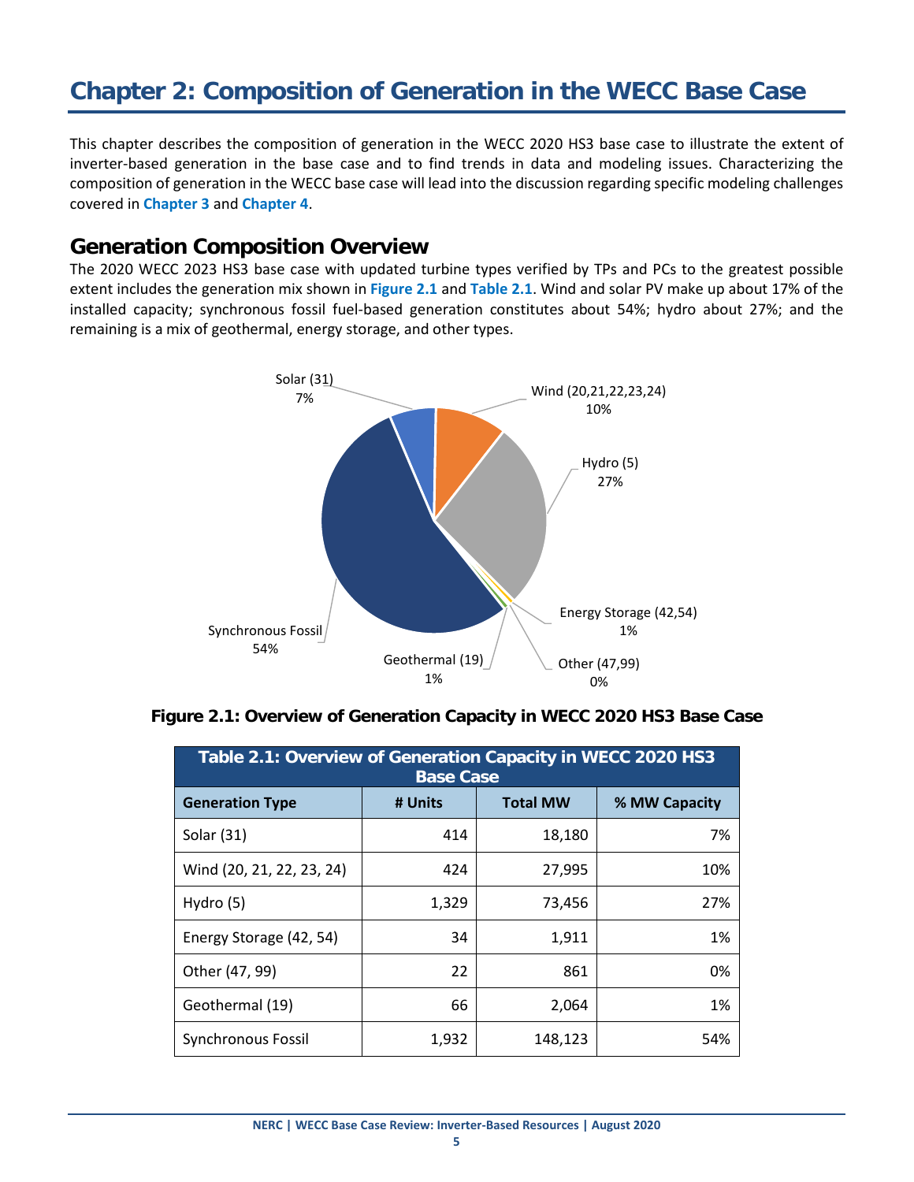# Chapter 2: Composition of Generation in the WECC Base Case

This chapter describes the composition of generation in the WECC 2020 HS3 base case to illustrate the extent of inverter-based generation in the base case and to find trends in data and modeling issues. Characterizing the composition of generation in the WECC base case will lead into the discussion regarding specific modeling challenges covered in **Chapter 3** and **Chapter 4**.

## Generation Composition Overview

The 2020 WECC 2023 HS3 base case with updated turbine types verified by TPs and PCs to the greatest possible extent includes the generation mix shown in **Figure 2.1** and **Table 2.1**. Wind and solar PV make up about 17% of the installed capacity; synchronous fossil fuel-based generation constitutes about 54%; hydro about 27%; and the remaining is a mix of geothermal, energy storage, and other types.

**Figure 2.1: Overview of Generation Capacity in WECC 2020 HS3 Base Case**

**Table 2.1: Overview of Generation Capacity in WECC 2020 HS3 Base Case**

| Generation Type | # Units | Total MW | % MW Capacity |
|---|---|---|---|
| Solar (31) | 414 | 18,180 | 7% |
| Wind (20, 21, 22, 23, 24) | 424 | 27,995 | 10% |
| Hydro (5) | 1,329 | 73,456 | 27% |
| Energy Storage (42, 54) | 34 | 1,911 | 1% |
| Other (47, 99) | 22 | 861 | 0% |
| Geothermal (19) | 66 | 2,064 | 1% |
| Synchronous Fossil | 1,932 | 148,123 | 54% |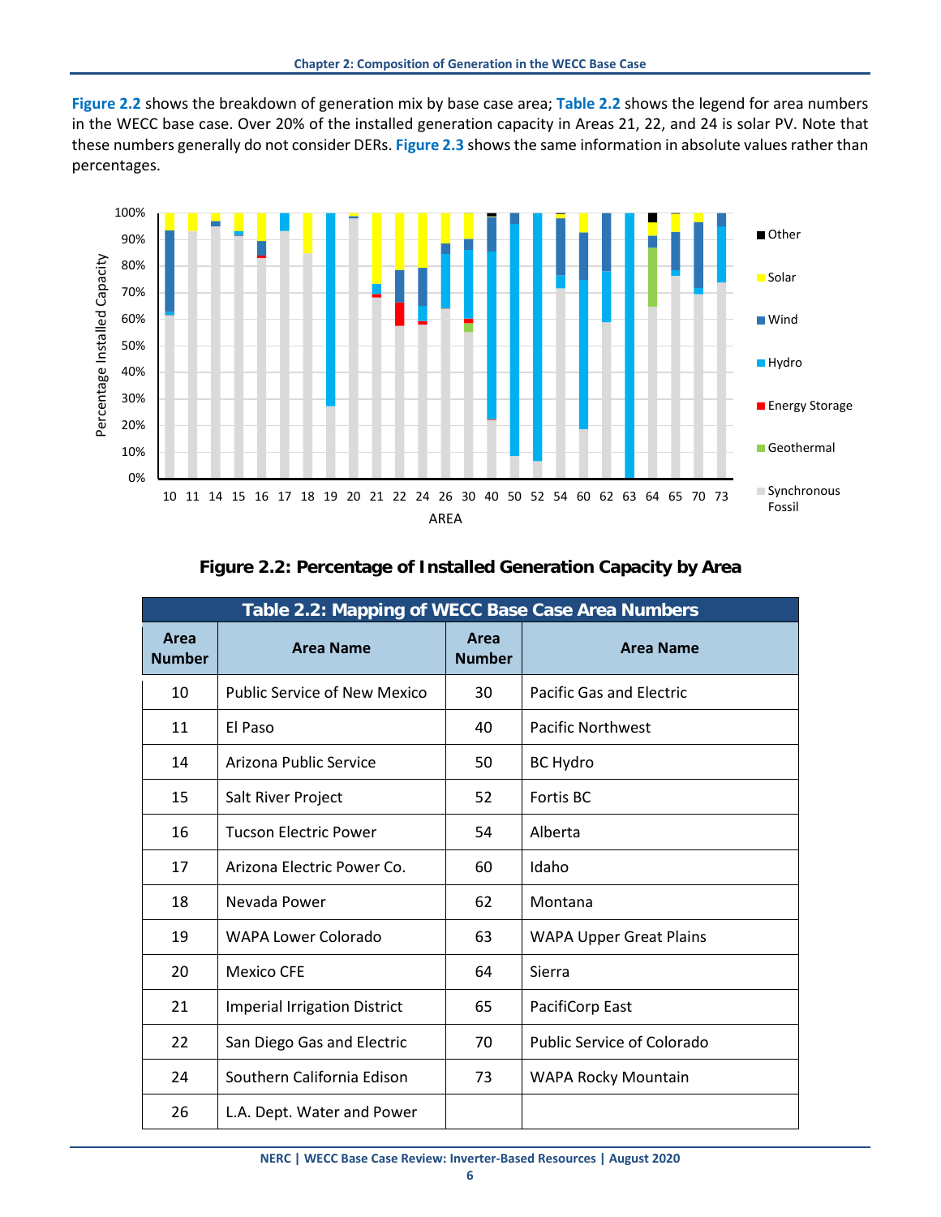Figure 2.2 shows the breakdown of generation mix by base case area; Table 2.2 shows the legend for area numbers in the WECC base case. Over 20% of the installed generation capacity in Areas 21, 22, and 24 is solar PV. Note that these numbers generally do not consider DERs. Figure 2.3 shows the same information in absolute values rather than percentages.

**Figure 2.2: Percentage of Installed Generation Capacity by Area**

**Table 2.2: Mapping of WECC Base Case Area Numbers**

| Area Number | Area Name | Area Number | Area Name |
|---|---|---|---|
| 10 | Public Service of New Mexico | 30 | Pacific Gas and Electric |
| 11 | El Paso | 40 | Pacific Northwest |
| 14 | Arizona Public Service | 50 | BC Hydro |
| 15 | Salt River Project | 52 | Fortis BC |
| 16 | Tucson Electric Power | 54 | Alberta |
| 17 | Arizona Electric Power Co. | 60 | Idaho |
| 18 | Nevada Power | 62 | Montana |
| 19 | WAPA Lower Colorado | 63 | WAPA Upper Great Plains |
| 20 | Mexico CFE | 64 | Sierra |
| 21 | Imperial Irrigation District | 65 | PacifiCorp East |
| 22 | San Diego Gas and Electric | 70 | Public Service of Colorado |
| 24 | Southern California Edison | 73 | WAPA Rocky Mountain |
| 26 | L.A. Dept. Water and Power | | |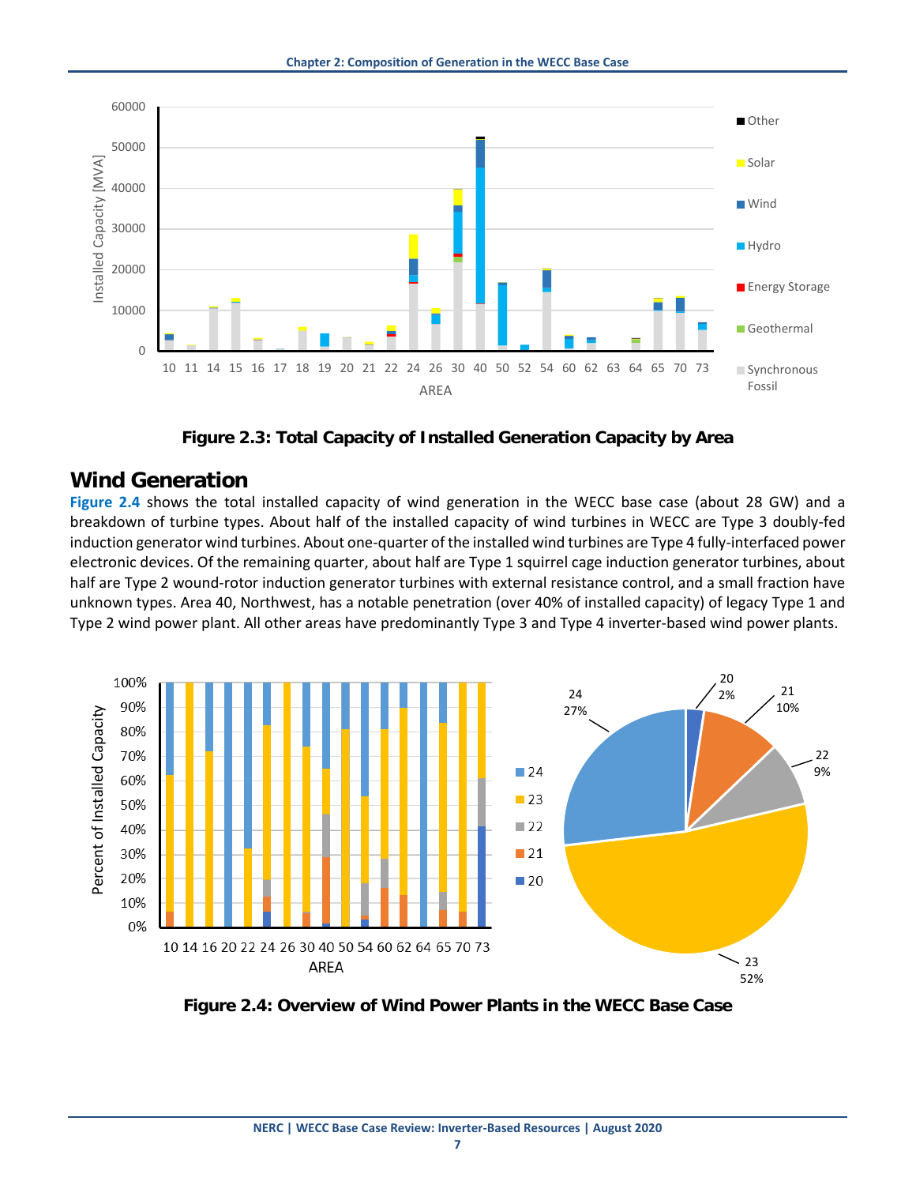Figure 2.3: Total Capacity of Installed Generation Capacity by Area

## Wind Generation

Figure 2.4 shows the total installed capacity of wind generation in the WECC base case (about 28 GW) and a breakdown of turbine types. About half of the installed capacity of wind turbines in WECC are Type 3 doubly-fed induction generator wind turbines. About one-quarter of the installed wind turbines are Type 4 fully-interfaced power electronic devices. Of the remaining quarter, about half are Type 1 squirrel cage induction generator turbines, about half are Type 2 wound-rotor induction generator turbines with external resistance control, and a small fraction have unknown types. Area 40, Northwest, has a notable penetration (over 40% of installed capacity) of legacy Type 1 and Type 2 wind power plant. All other areas have predominantly Type 3 and Type 4 inverter-based wind power plants.

Figure 2.4: Overview of Wind Power Plants in the WECC Base Case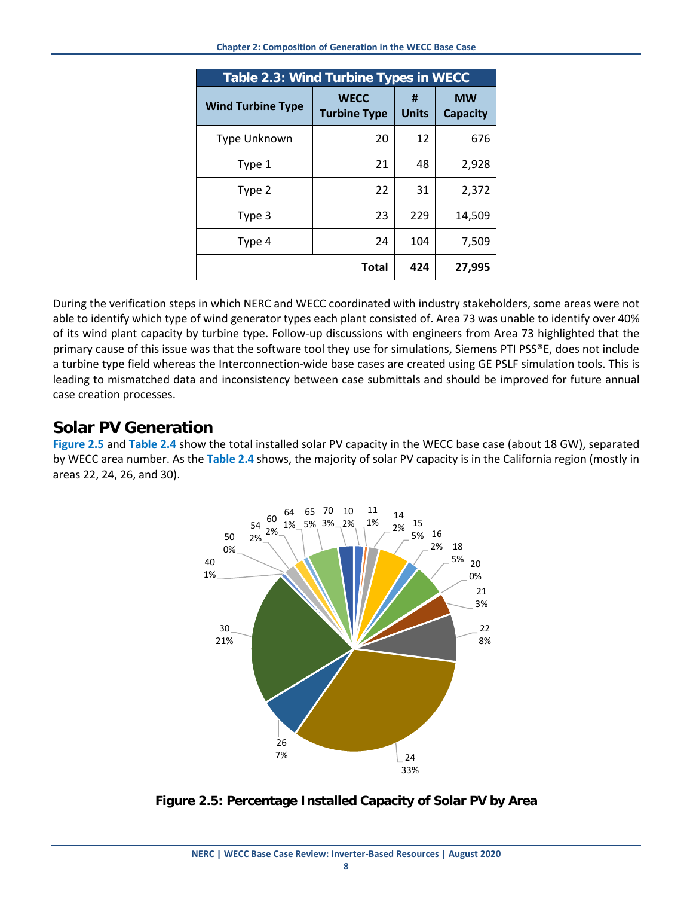| Table 2.3: Wind Turbine Types in WECC | | | |
|---|---|---|---|
| **Wind Turbine Type** | **WECC Turbine Type** | **# Units** | **MW Capacity** |
| Type Unknown | 20 | 12 | 676 |
| Type 1 | 21 | 48 | 2,928 |
| Type 2 | 22 | 31 | 2,372 |
| Type 3 | 23 | 229 | 14,509 |
| Type 4 | 24 | 104 | 7,509 |
| | **Total** | **424** | **27,995** |

During the verification steps in which NERC and WECC coordinated with industry stakeholders, some areas were not able to identify which type of wind generator types each plant consisted of. Area 73 was unable to identify over 40% of its wind plant capacity by turbine type. Follow-up discussions with engineers from Area 73 highlighted that the primary cause of this issue was that the software tool they use for simulations, Siemens PTI PSS®E, does not include a turbine type field whereas the Interconnection-wide base cases are created using GE PSLF simulation tools. This is leading to mismatched data and inconsistency between case submittals and should be improved for future annual case creation processes.

## Solar PV Generation

**Figure 2.5** and **Table 2.4** show the total installed solar PV capacity in the WECC base case (about 18 GW), separated by WECC area number. As the **Table 2.4** shows, the majority of solar PV capacity is in the California region (mostly in areas 22, 24, 26, and 30).

**Figure 2.5: Percentage Installed Capacity of Solar PV by Area**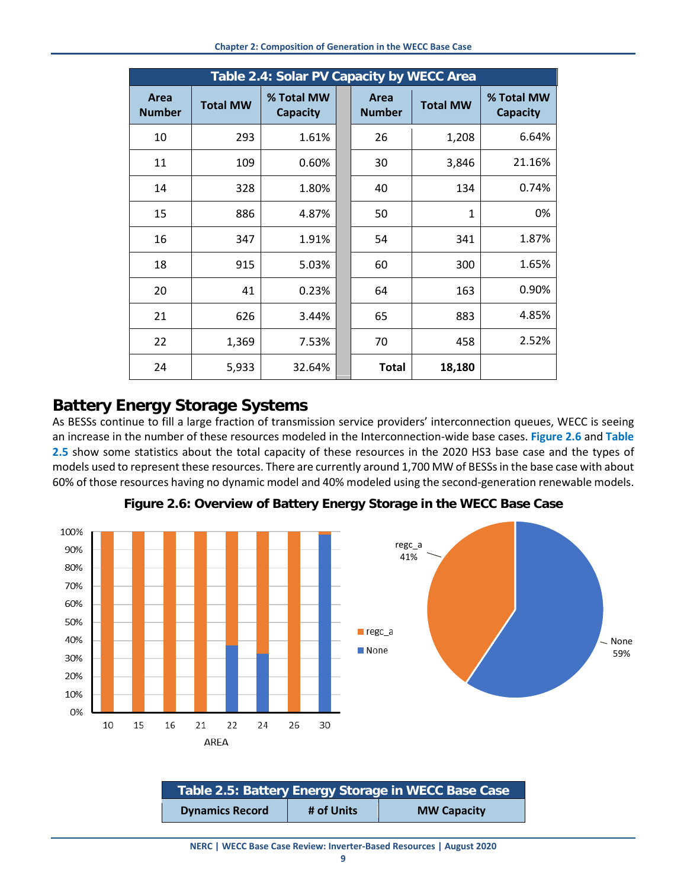| Table 2.4: Solar PV Capacity by WECC Area | | | | | |
|---|---|---|---|---|---|
| Area Number | Total MW | % Total MW Capacity | Area Number | Total MW | % Total MW Capacity |
| 10 | 293 | 1.61% | 26 | 1,208 | 6.64% |
| 11 | 109 | 0.60% | 30 | 3,846 | 21.16% |
| 14 | 328 | 1.80% | 40 | 134 | 0.74% |
| 15 | 886 | 4.87% | 50 | 1 | 0% |
| 16 | 347 | 1.91% | 54 | 341 | 1.87% |
| 18 | 915 | 5.03% | 60 | 300 | 1.65% |
| 20 | 41 | 0.23% | 64 | 163 | 0.90% |
| 21 | 626 | 3.44% | 65 | 883 | 4.85% |
| 22 | 1,369 | 7.53% | 70 | 458 | 2.52% |
| 24 | 5,933 | 32.64% | **Total** | **18,180** | |

## Battery Energy Storage Systems

As BESSs continue to fill a large fraction of transmission service providers' interconnection queues, WECC is seeing an increase in the number of these resources modeled in the Interconnection-wide base cases. **Figure 2.6** and **Table 2.5** show some statistics about the total capacity of these resources in the 2020 HS3 base case and the types of models used to represent these resources. There are currently around 1,700 MW of BESSs in the base case with about 60% of those resources having no dynamic model and 40% modeled using the second-generation renewable models.

**Figure 2.6: Overview of Battery Energy Storage in the WECC Base Case**

| Table 2.5: Battery Energy Storage in WECC Base Case | | |
|---|---|---|
| Dynamics Record | # of Units | MW Capacity |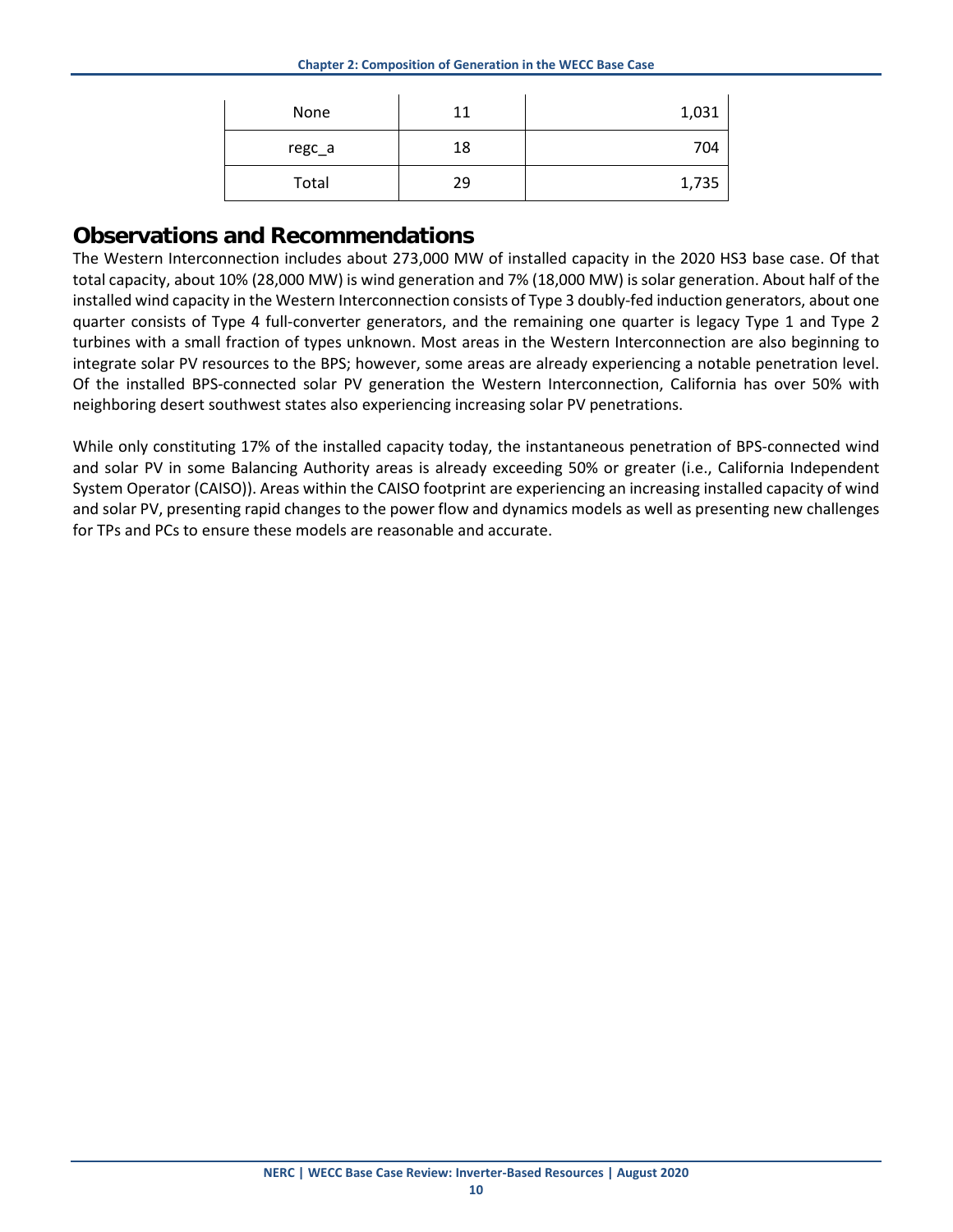| None | 11 | 1,031 |
|---|---|---|
| regc_a | 18 | 704 |
| Total | 29 | 1,735 |

## Observations and Recommendations

The Western Interconnection includes about 273,000 MW of installed capacity in the 2020 HS3 base case. Of that total capacity, about 10% (28,000 MW) is wind generation and 7% (18,000 MW) is solar generation. About half of the installed wind capacity in the Western Interconnection consists of Type 3 doubly-fed induction generators, about one quarter consists of Type 4 full-converter generators, and the remaining one quarter is legacy Type 1 and Type 2 turbines with a small fraction of types unknown. Most areas in the Western Interconnection are also beginning to integrate solar PV resources to the BPS; however, some areas are already experiencing a notable penetration level. Of the installed BPS-connected solar PV generation the Western Interconnection, California has over 50% with neighboring desert southwest states also experiencing increasing solar PV penetrations.

While only constituting 17% of the installed capacity today, the instantaneous penetration of BPS-connected wind and solar PV in some Balancing Authority areas is already exceeding 50% or greater (i.e., California Independent System Operator (CAISO)). Areas within the CAISO footprint are experiencing an increasing installed capacity of wind and solar PV, presenting rapid changes to the power flow and dynamics models as well as presenting new challenges for TPs and PCs to ensure these models are reasonable and accurate.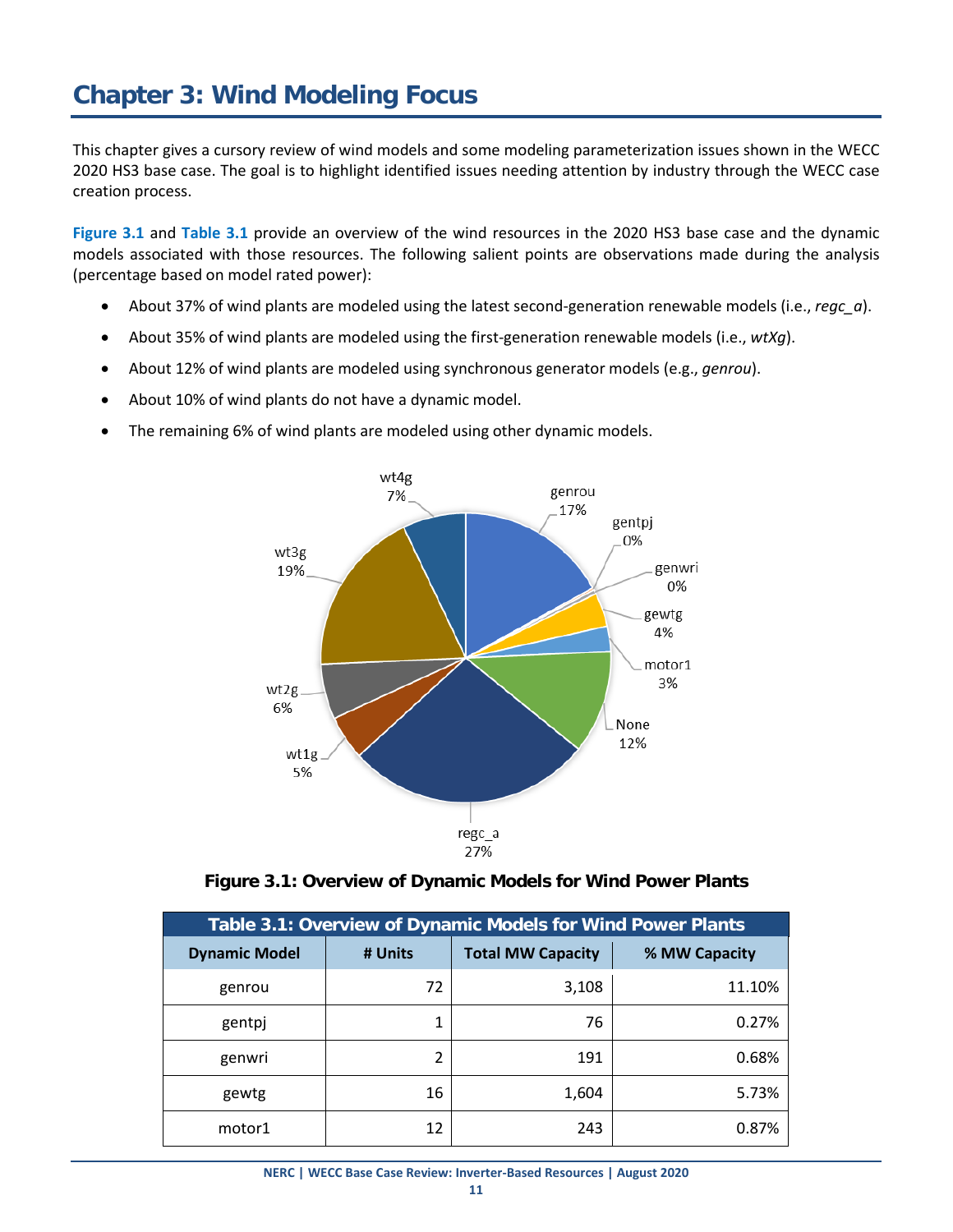# Chapter 3: Wind Modeling Focus

This chapter gives a cursory review of wind models and some modeling parameterization issues shown in the WECC 2020 HS3 base case. The goal is to highlight identified issues needing attention by industry through the WECC case creation process.

**Figure 3.1** and **Table 3.1** provide an overview of the wind resources in the 2020 HS3 base case and the dynamic models associated with those resources. The following salient points are observations made during the analysis (percentage based on model rated power):

- About 37% of wind plants are modeled using the latest second-generation renewable models (i.e., *regc_a*).
- About 35% of wind plants are modeled using the first-generation renewable models (i.e., *wtXg*).
- About 12% of wind plants are modeled using synchronous generator models (e.g., *genrou*).
- About 10% of wind plants do not have a dynamic model.
- The remaining 6% of wind plants are modeled using other dynamic models.

**Figure 3.1: Overview of Dynamic Models for Wind Power Plants**

| Table 3.1: Overview of Dynamic Models for Wind Power Plants | | | |
|---|---|---|---|
| **Dynamic Model** | **# Units** | **Total MW Capacity** | **% MW Capacity** |
| genrou | 72 | 3,108 | 11.10% |
| gentpj | 1 | 76 | 0.27% |
| genwri | 2 | 191 | 0.68% |
| gewtg | 16 | 1,604 | 5.73% |
| motor1 | 12 | 243 | 0.87% |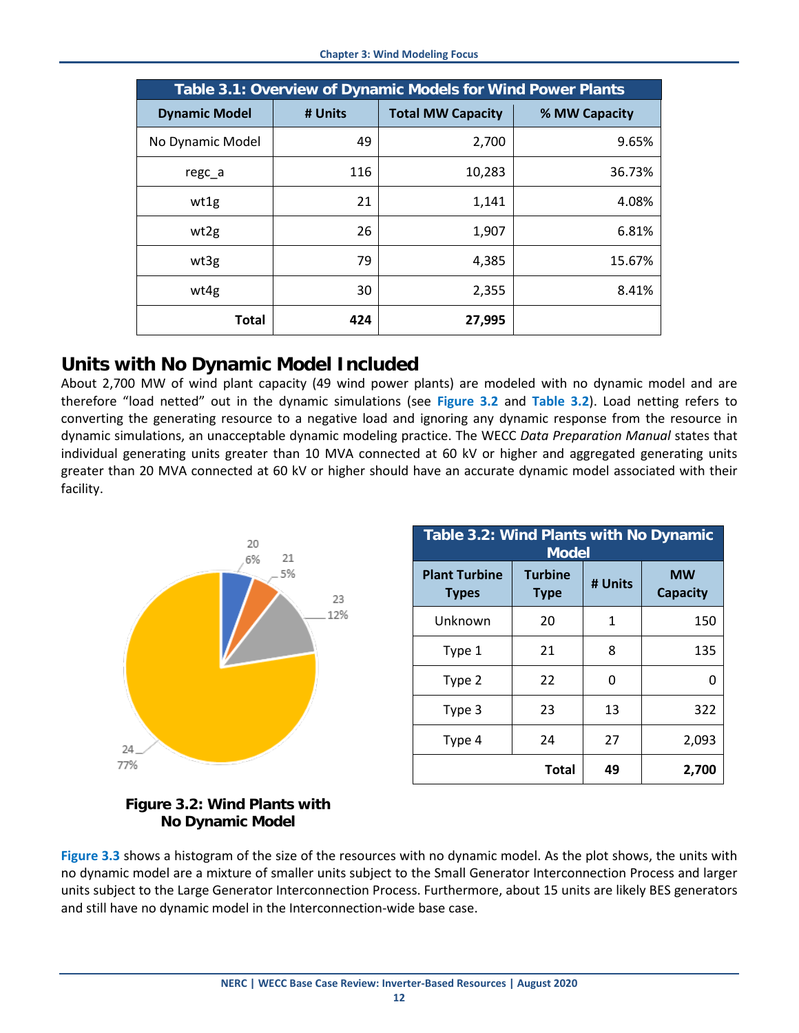**Table 3.1: Overview of Dynamic Models for Wind Power Plants**

| Dynamic Model | # Units | Total MW Capacity | % MW Capacity |
|---|---|---|---|
| No Dynamic Model | 49 | 2,700 | 9.65% |
| regc_a | 116 | 10,283 | 36.73% |
| wt1g | 21 | 1,141 | 4.08% |
| wt2g | 26 | 1,907 | 6.81% |
| wt3g | 79 | 4,385 | 15.67% |
| wt4g | 30 | 2,355 | 8.41% |
| **Total** | **424** | **27,995** | |

## Units with No Dynamic Model Included

About 2,700 MW of wind plant capacity (49 wind power plants) are modeled with no dynamic model and are therefore "load netted" out in the dynamic simulations (see Figure 3.2 and Table 3.2). Load netting refers to converting the generating resource to a negative load and ignoring any dynamic response from the resource in dynamic simulations, an unacceptable dynamic modeling practice. The WECC *Data Preparation Manual* states that individual generating units greater than 10 MVA connected at 60 kV or higher and aggregated generating units greater than 20 MVA connected at 60 kV or higher should have an accurate dynamic model associated with their facility.

**Figure 3.2: Wind Plants with No Dynamic Model**

**Table 3.2: Wind Plants with No Dynamic Model**

| Plant Turbine Types | Turbine Type | # Units | MW Capacity |
|---|---|---|---|
| Unknown | 20 | 1 | 150 |
| Type 1 | 21 | 8 | 135 |
| Type 2 | 22 | 0 | 0 |
| Type 3 | 23 | 13 | 322 |
| Type 4 | 24 | 27 | 2,093 |
| | **Total** | **49** | **2,700** |

Figure 3.3 shows a histogram of the size of the resources with no dynamic model. As the plot shows, the units with no dynamic model are a mixture of smaller units subject to the Small Generator Interconnection Process and larger units subject to the Large Generator Interconnection Process. Furthermore, about 15 units are likely BES generators and still have no dynamic model in the Interconnection-wide base case.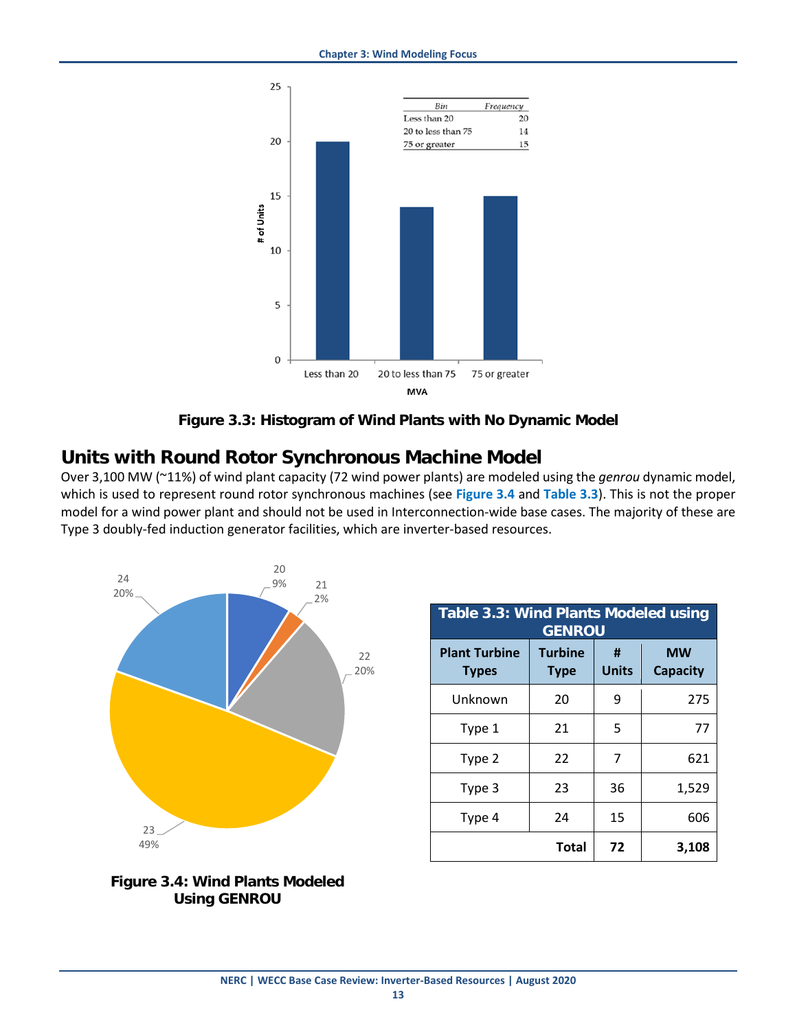| Bin | Frequency |
|---|---|
| Less than 20 | 20 |
| 20 to less than 75 | 14 |
| 75 or greater | 15 |

**Figure 3.3: Histogram of Wind Plants with No Dynamic Model**

## Units with Round Rotor Synchronous Machine Model

Over 3,100 MW (~11%) of wind plant capacity (72 wind power plants) are modeled using the *genrou* dynamic model, which is used to represent round rotor synchronous machines (see **Figure 3.4** and **Table 3.3**). This is not the proper model for a wind power plant and should not be used in Interconnection-wide base cases. The majority of these are Type 3 doubly-fed induction generator facilities, which are inverter-based resources.

**Figure 3.4: Wind Plants Modeled Using GENROU**

**Table 3.3: Wind Plants Modeled using GENROU**

| Plant Turbine Types | Turbine Type | # Units | MW Capacity |
|---|---|---|---|
| Unknown | 20 | 9 | 275 |
| Type 1 | 21 | 5 | 77 |
| Type 2 | 22 | 7 | 621 |
| Type 3 | 23 | 36 | 1,529 |
| Type 4 | 24 | 15 | 606 |
| | **Total** | **72** | **3,108** |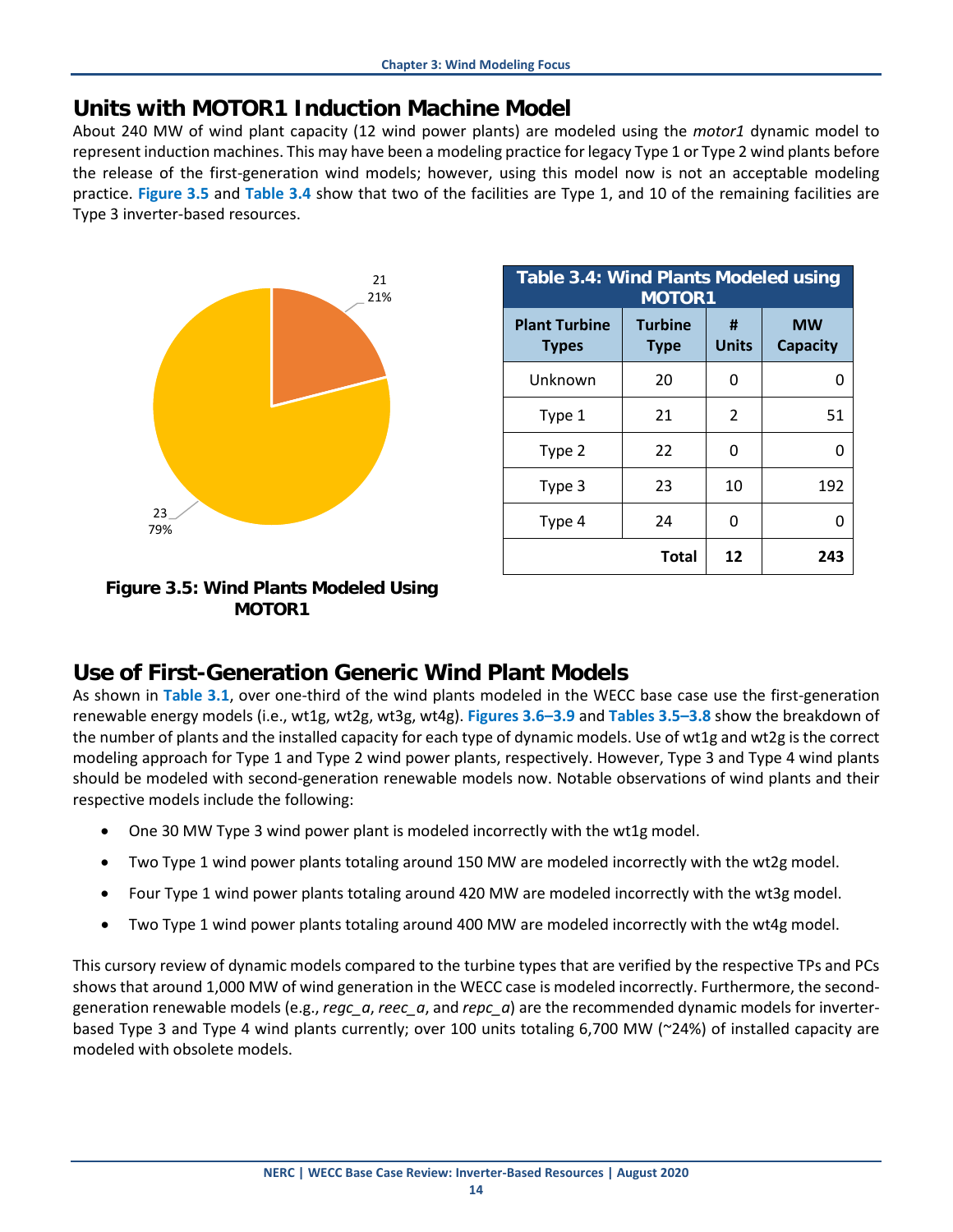## Units with MOTOR1 Induction Machine Model

About 240 MW of wind plant capacity (12 wind power plants) are modeled using the *motor1* dynamic model to represent induction machines. This may have been a modeling practice for legacy Type 1 or Type 2 wind plants before the release of the first-generation wind models; however, using this model now is not an acceptable modeling practice. **Figure 3.5** and **Table 3.4** show that two of the facilities are Type 1, and 10 of the remaining facilities are Type 3 inverter-based resources.

21
21%

23
79%

**Figure 3.5: Wind Plants Modeled Using MOTOR1**

**Table 3.4: Wind Plants Modeled using MOTOR1**

| Plant Turbine Types | Turbine Type | # Units | MW Capacity |
|---|---|---|---|
| Unknown | 20 | 0 | 0 |
| Type 1 | 21 | 2 | 51 |
| Type 2 | 22 | 0 | 0 |
| Type 3 | 23 | 10 | 192 |
| Type 4 | 24 | 0 | 0 |
| | **Total** | **12** | **243** |

## Use of First-Generation Generic Wind Plant Models

As shown in **Table 3.1**, over one-third of the wind plants modeled in the WECC base case use the first-generation renewable energy models (i.e., wt1g, wt2g, wt3g, wt4g). **Figures 3.6–3.9** and **Tables 3.5–3.8** show the breakdown of the number of plants and the installed capacity for each type of dynamic models. Use of wt1g and wt2g is the correct modeling approach for Type 1 and Type 2 wind power plants, respectively. However, Type 3 and Type 4 wind plants should be modeled with second-generation renewable models now. Notable observations of wind plants and their respective models include the following:

- One 30 MW Type 3 wind power plant is modeled incorrectly with the wt1g model.
- Two Type 1 wind power plants totaling around 150 MW are modeled incorrectly with the wt2g model.
- Four Type 1 wind power plants totaling around 420 MW are modeled incorrectly with the wt3g model.
- Two Type 1 wind power plants totaling around 400 MW are modeled incorrectly with the wt4g model.

This cursory review of dynamic models compared to the turbine types that are verified by the respective TPs and PCs shows that around 1,000 MW of wind generation in the WECC case is modeled incorrectly. Furthermore, the second-generation renewable models (e.g., *regc_a*, *reec_a*, and *repc_a*) are the recommended dynamic models for inverter-based Type 3 and Type 4 wind plants currently; over 100 units totaling 6,700 MW (~24%) of installed capacity are modeled with obsolete models.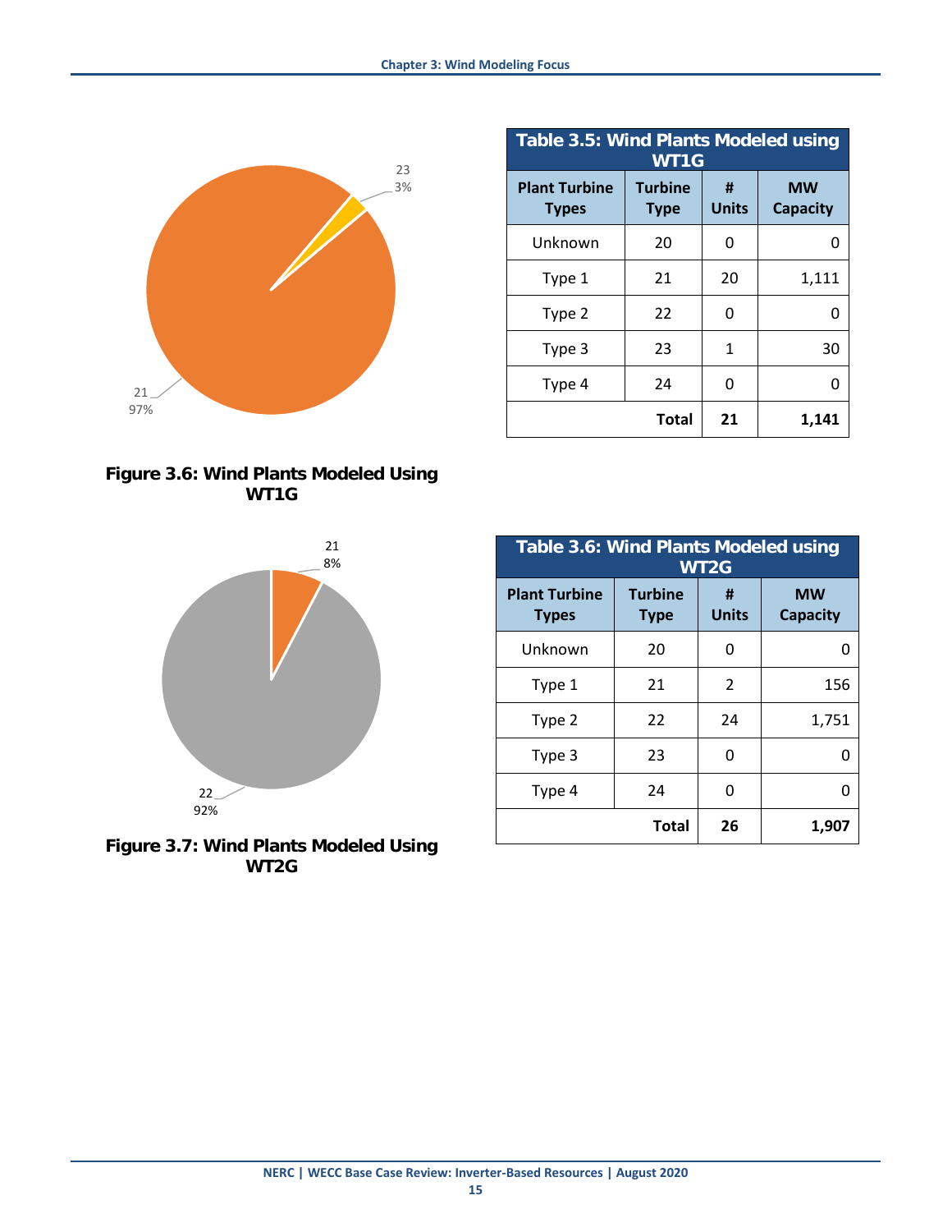21
97%

23
3%

**Figure 3.6: Wind Plants Modeled Using WT1G**

**Table 3.5: Wind Plants Modeled using WT1G**

| Plant Turbine Types | Turbine Type | # Units | MW Capacity |
|---|---|---|---|
| Unknown | 20 | 0 | 0 |
| Type 1 | 21 | 20 | 1,111 |
| Type 2 | 22 | 0 | 0 |
| Type 3 | 23 | 1 | 30 |
| Type 4 | 24 | 0 | 0 |
| | **Total** | **21** | **1,141** |

21
8%

22
92%

**Figure 3.7: Wind Plants Modeled Using WT2G**

**Table 3.6: Wind Plants Modeled using WT2G**

| Plant Turbine Types | Turbine Type | # Units | MW Capacity |
|---|---|---|---|
| Unknown | 20 | 0 | 0 |
| Type 1 | 21 | 2 | 156 |
| Type 2 | 22 | 24 | 1,751 |
| Type 3 | 23 | 0 | 0 |
| Type 4 | 24 | 0 | 0 |
| | **Total** | **26** | **1,907** |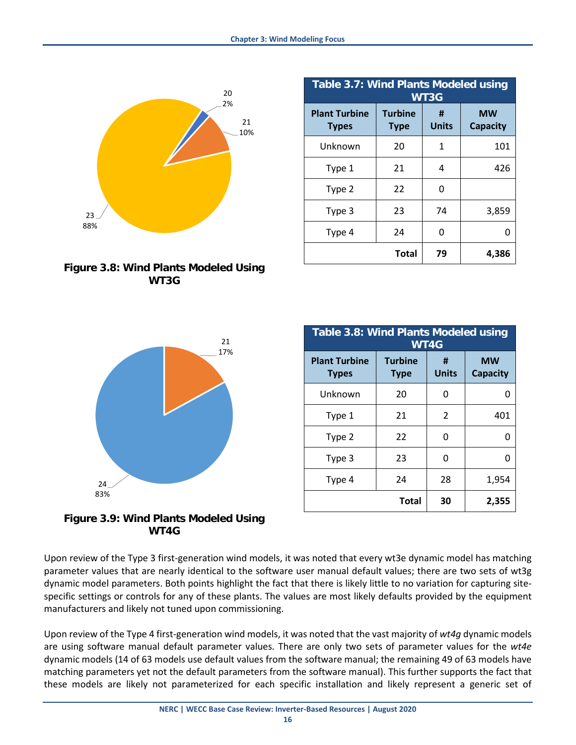20
2%

21
10%

23
88%

**Figure 3.8: Wind Plants Modeled Using WT3G**

**Table 3.7: Wind Plants Modeled using WT3G**

| Plant Turbine Types | Turbine Type | # Units | MW Capacity |
|---|---|---|---|
| Unknown | 20 | 1 | 101 |
| Type 1 | 21 | 4 | 426 |
| Type 2 | 22 | 0 | |
| Type 3 | 23 | 74 | 3,859 |
| Type 4 | 24 | 0 | 0 |
| | **Total** | **79** | **4,386** |

21
17%

24
83%

**Figure 3.9: Wind Plants Modeled Using WT4G**

**Table 3.8: Wind Plants Modeled using WT4G**

| Plant Turbine Types | Turbine Type | # Units | MW Capacity |
|---|---|---|---|
| Unknown | 20 | 0 | 0 |
| Type 1 | 21 | 2 | 401 |
| Type 2 | 22 | 0 | 0 |
| Type 3 | 23 | 0 | 0 |
| Type 4 | 24 | 28 | 1,954 |
| | **Total** | **30** | **2,355** |

Upon review of the Type 3 first-generation wind models, it was noted that every wt3e dynamic model has matching parameter values that are nearly identical to the software user manual default values; there are two sets of wt3g dynamic model parameters. Both points highlight the fact that there is likely little to no variation for capturing site-specific settings or controls for any of these plants. The values are most likely defaults provided by the equipment manufacturers and likely not tuned upon commissioning.

Upon review of the Type 4 first-generation wind models, it was noted that the vast majority of *wt4g* dynamic models are using software manual default parameter values. There are only two sets of parameter values for the *wt4e* dynamic models (14 of 63 models use default values from the software manual; the remaining 49 of 63 models have matching parameters yet not the default parameters from the software manual). This further supports the fact that these models are likely not parameterized for each specific installation and likely represent a generic set of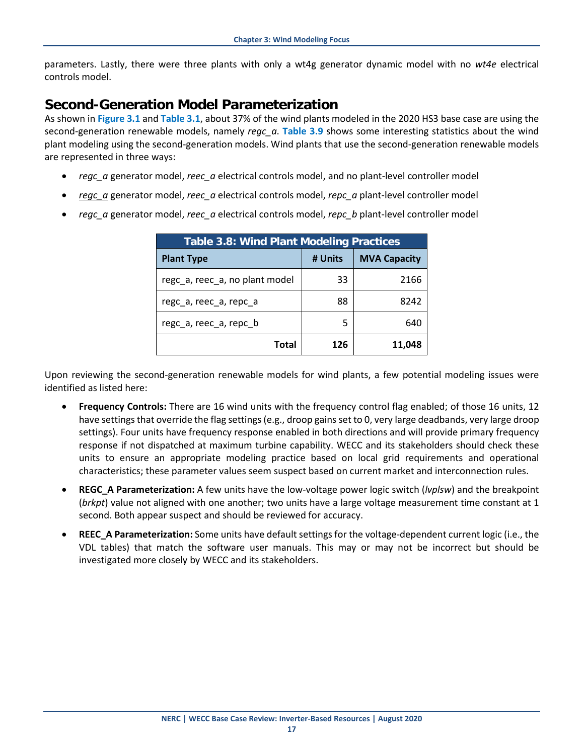parameters. Lastly, there were three plants with only a wt4g generator dynamic model with no *wt4e* electrical controls model.

## Second-Generation Model Parameterization

As shown in **Figure 3.1** and **Table 3.1**, about 37% of the wind plants modeled in the 2020 HS3 base case are using the second-generation renewable models, namely *regc_a*. **Table 3.9** shows some interesting statistics about the wind plant modeling using the second-generation models. Wind plants that use the second-generation renewable models are represented in three ways:

- *regc_a* generator model, *reec_a* electrical controls model, and no plant-level controller model
- *regc_a* generator model, *reec_a* electrical controls model, *repc_a* plant-level controller model
- *regc_a* generator model, *reec_a* electrical controls model, *repc_b* plant-level controller model

**Table 3.8: Wind Plant Modeling Practices**

| Plant Type | # Units | MVA Capacity |
|---|---|---|
| regc_a, reec_a, no plant model | 33 | 2166 |
| regc_a, reec_a, repc_a | 88 | 8242 |
| regc_a, reec_a, repc_b | 5 | 640 |
| **Total** | **126** | **11,048** |

Upon reviewing the second-generation renewable models for wind plants, a few potential modeling issues were identified as listed here:

- **Frequency Controls:** There are 16 wind units with the frequency control flag enabled; of those 16 units, 12 have settings that override the flag settings (e.g., droop gains set to 0, very large deadbands, very large droop settings). Four units have frequency response enabled in both directions and will provide primary frequency response if not dispatched at maximum turbine capability. WECC and its stakeholders should check these units to ensure an appropriate modeling practice based on local grid requirements and operational characteristics; these parameter values seem suspect based on current market and interconnection rules.
- **REGC_A Parameterization:** A few units have the low-voltage power logic switch (*lvplsw*) and the breakpoint (*brkpt*) value not aligned with one another; two units have a large voltage measurement time constant at 1 second. Both appear suspect and should be reviewed for accuracy.
- **REEC_A Parameterization:** Some units have default settings for the voltage-dependent current logic (i.e., the VDL tables) that match the software user manuals. This may or may not be incorrect but should be investigated more closely by WECC and its stakeholders.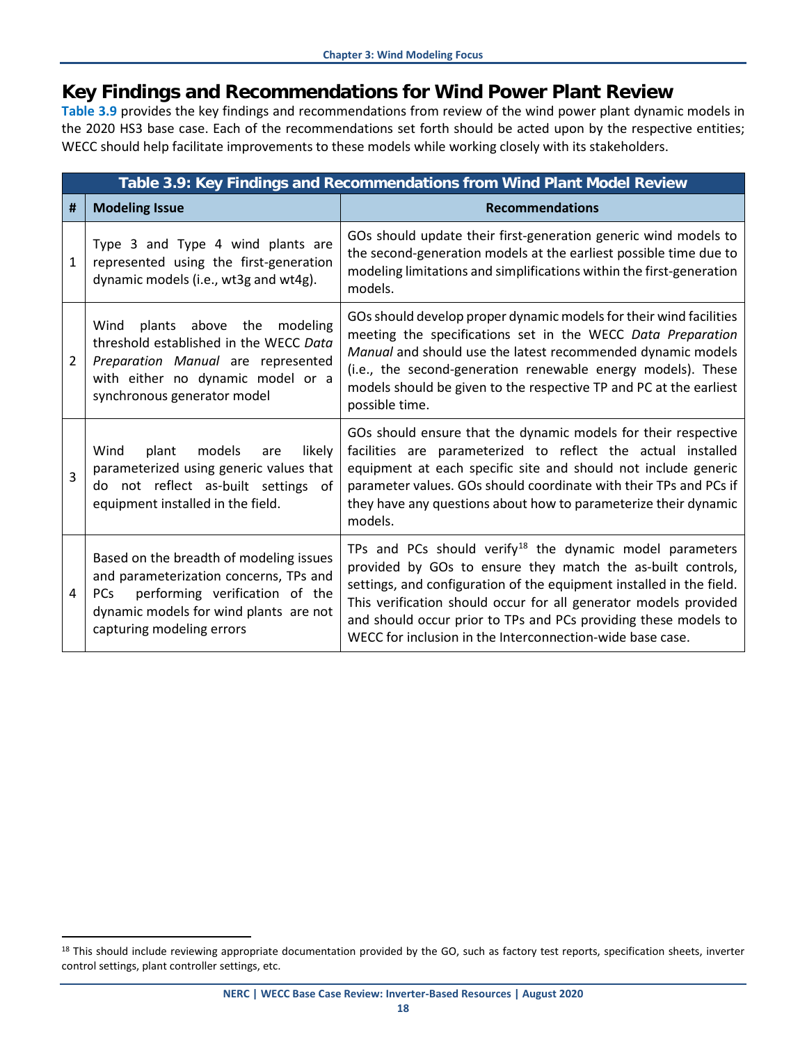## Key Findings and Recommendations for Wind Power Plant Review

**Table 3.9** provides the key findings and recommendations from review of the wind power plant dynamic models in the 2020 HS3 base case. Each of the recommendations set forth should be acted upon by the respective entities; WECC should help facilitate improvements to these models while working closely with its stakeholders.

**Table 3.9: Key Findings and Recommendations from Wind Plant Model Review**

| # | Modeling Issue | Recommendations |
|---|---|---|
| 1 | Type 3 and Type 4 wind plants are represented using the first-generation dynamic models (i.e., wt3g and wt4g). | GOs should update their first-generation generic wind models to the second-generation models at the earliest possible time due to modeling limitations and simplifications within the first-generation models. |
| 2 | Wind plants above the modeling threshold established in the WECC *Data Preparation Manual* are represented with either no dynamic model or a synchronous generator model | GOs should develop proper dynamic models for their wind facilities meeting the specifications set in the WECC *Data Preparation Manual* and should use the latest recommended dynamic models (i.e., the second-generation renewable energy models). These models should be given to the respective TP and PC at the earliest possible time. |
| 3 | Wind plant models are likely parameterized using generic values that do not reflect as-built settings of equipment installed in the field. | GOs should ensure that the dynamic models for their respective facilities are parameterized to reflect the actual installed equipment at each specific site and should not include generic parameter values. GOs should coordinate with their TPs and PCs if they have any questions about how to parameterize their dynamic models. |
| 4 | Based on the breadth of modeling issues and parameterization concerns, TPs and PCs performing verification of the dynamic models for wind plants are not capturing modeling errors | TPs and PCs should verify[18] the dynamic model parameters provided by GOs to ensure they match the as-built controls, settings, and configuration of the equipment installed in the field. This verification should occur for all generator models provided and should occur prior to TPs and PCs providing these models to WECC for inclusion in the Interconnection-wide base case. |

[18] This should include reviewing appropriate documentation provided by the GO, such as factory test reports, specification sheets, inverter control settings, plant controller settings, etc.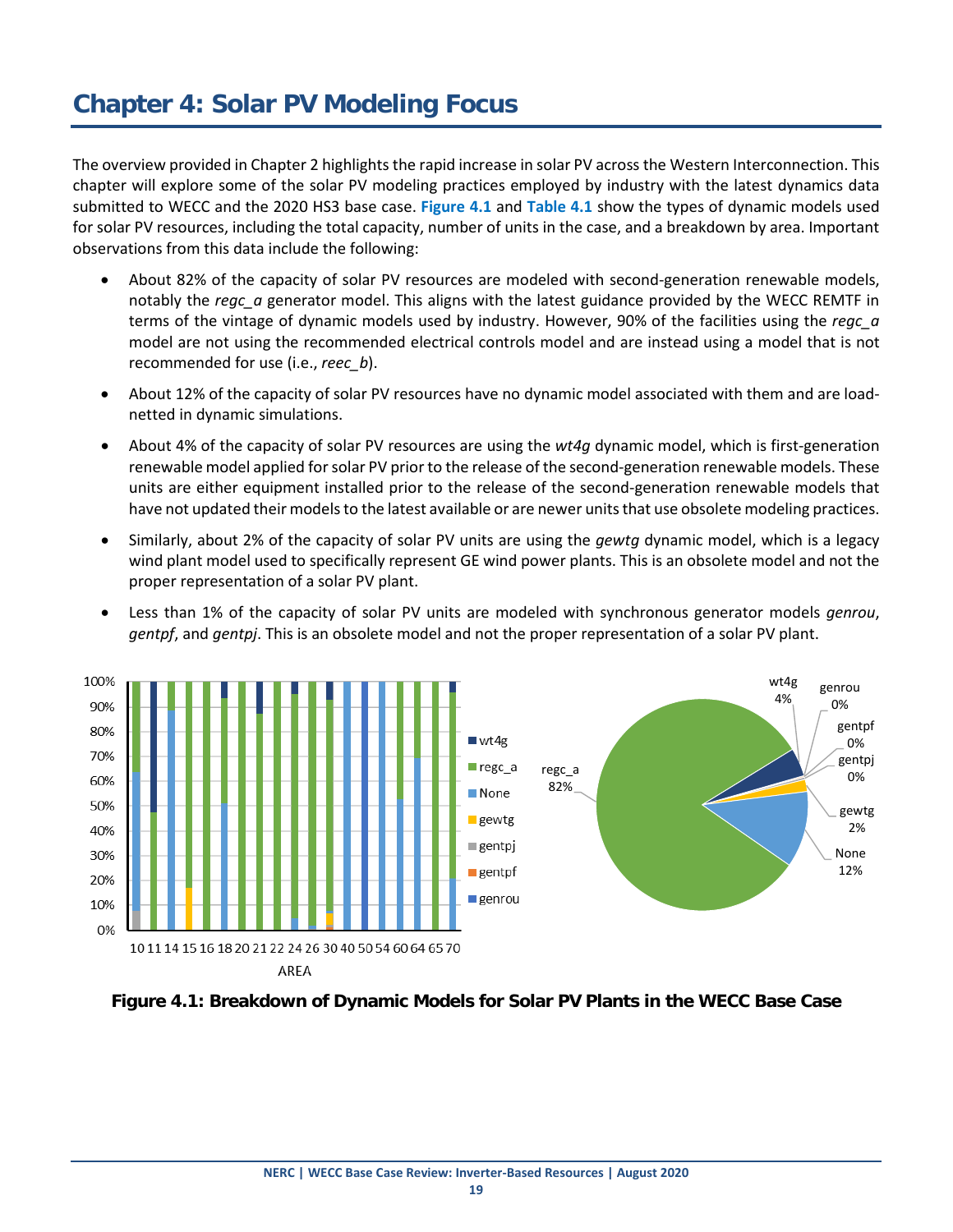# Chapter 4: Solar PV Modeling Focus

The overview provided in Chapter 2 highlights the rapid increase in solar PV across the Western Interconnection. This chapter will explore some of the solar PV modeling practices employed by industry with the latest dynamics data submitted to WECC and the 2020 HS3 base case. **Figure 4.1** and **Table 4.1** show the types of dynamic models used for solar PV resources, including the total capacity, number of units in the case, and a breakdown by area. Important observations from this data include the following:

- About 82% of the capacity of solar PV resources are modeled with second-generation renewable models, notably the *regc_a* generator model. This aligns with the latest guidance provided by the WECC REMTF in terms of the vintage of dynamic models used by industry. However, 90% of the facilities using the *regc_a* model are not using the recommended electrical controls model and are instead using a model that is not recommended for use (i.e., *reec_b*).
- About 12% of the capacity of solar PV resources have no dynamic model associated with them and are load-netted in dynamic simulations.
- About 4% of the capacity of solar PV resources are using the *wt4g* dynamic model, which is first-generation renewable model applied for solar PV prior to the release of the second-generation renewable models. These units are either equipment installed prior to the release of the second-generation renewable models that have not updated their models to the latest available or are newer units that use obsolete modeling practices.
- Similarly, about 2% of the capacity of solar PV units are using the *gewtg* dynamic model, which is a legacy wind plant model used to specifically represent GE wind power plants. This is an obsolete model and not the proper representation of a solar PV plant.
- Less than 1% of the capacity of solar PV units are modeled with synchronous generator models *genrou*, *gentpf*, and *gentpj*. This is an obsolete model and not the proper representation of a solar PV plant.

**Figure 4.1: Breakdown of Dynamic Models for Solar PV Plants in the WECC Base Case**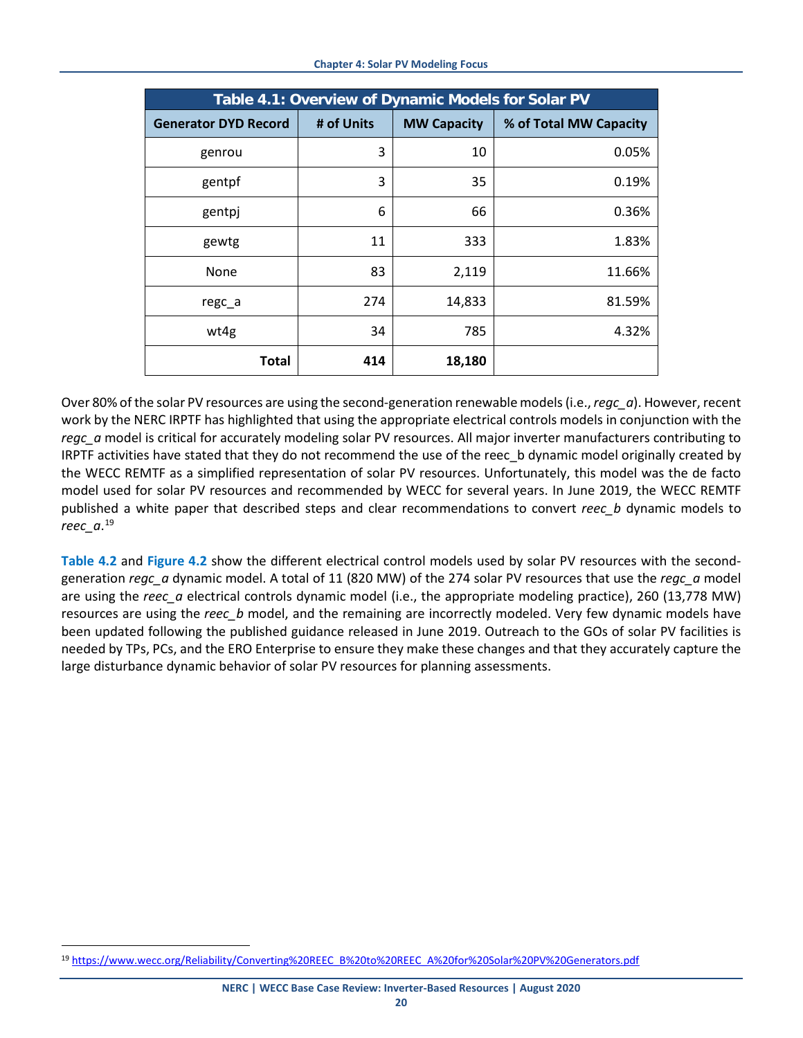**Table 4.1: Overview of Dynamic Models for Solar PV**

| Generator DYD Record | # of Units | MW Capacity | % of Total MW Capacity |
|---|---|---|---|
| genrou | 3 | 10 | 0.05% |
| gentpf | 3 | 35 | 0.19% |
| gentpj | 6 | 66 | 0.36% |
| gewtg | 11 | 333 | 1.83% |
| None | 83 | 2,119 | 11.66% |
| regc_a | 274 | 14,833 | 81.59% |
| wt4g | 34 | 785 | 4.32% |
| **Total** | **414** | **18,180** | |

Over 80% of the solar PV resources are using the second-generation renewable models (i.e., *regc_a*). However, recent work by the NERC IRPTF has highlighted that using the appropriate electrical controls models in conjunction with the *regc_a* model is critical for accurately modeling solar PV resources. All major inverter manufacturers contributing to IRPTF activities have stated that they do not recommend the use of the reec_b dynamic model originally created by the WECC REMTF as a simplified representation of solar PV resources. Unfortunately, this model was the de facto model used for solar PV resources and recommended by WECC for several years. In June 2019, the WECC REMTF published a white paper that described steps and clear recommendations to convert *reec_b* dynamic models to *reec_a*.[19]

**Table 4.2** and **Figure 4.2** show the different electrical control models used by solar PV resources with the second-generation *regc_a* dynamic model. A total of 11 (820 MW) of the 274 solar PV resources that use the *regc_a* model are using the *reec_a* electrical controls dynamic model (i.e., the appropriate modeling practice), 260 (13,778 MW) resources are using the *reec_b* model, and the remaining are incorrectly modeled. Very few dynamic models have been updated following the published guidance released in June 2019. Outreach to the GOs of solar PV facilities is needed by TPs, PCs, and the ERO Enterprise to ensure they make these changes and that they accurately capture the large disturbance dynamic behavior of solar PV resources for planning assessments.

[19] https://www.wecc.org/Reliability/Converting%20REEC_B%20to%20REEC_A%20for%20Solar%20PV%20Generators.pdf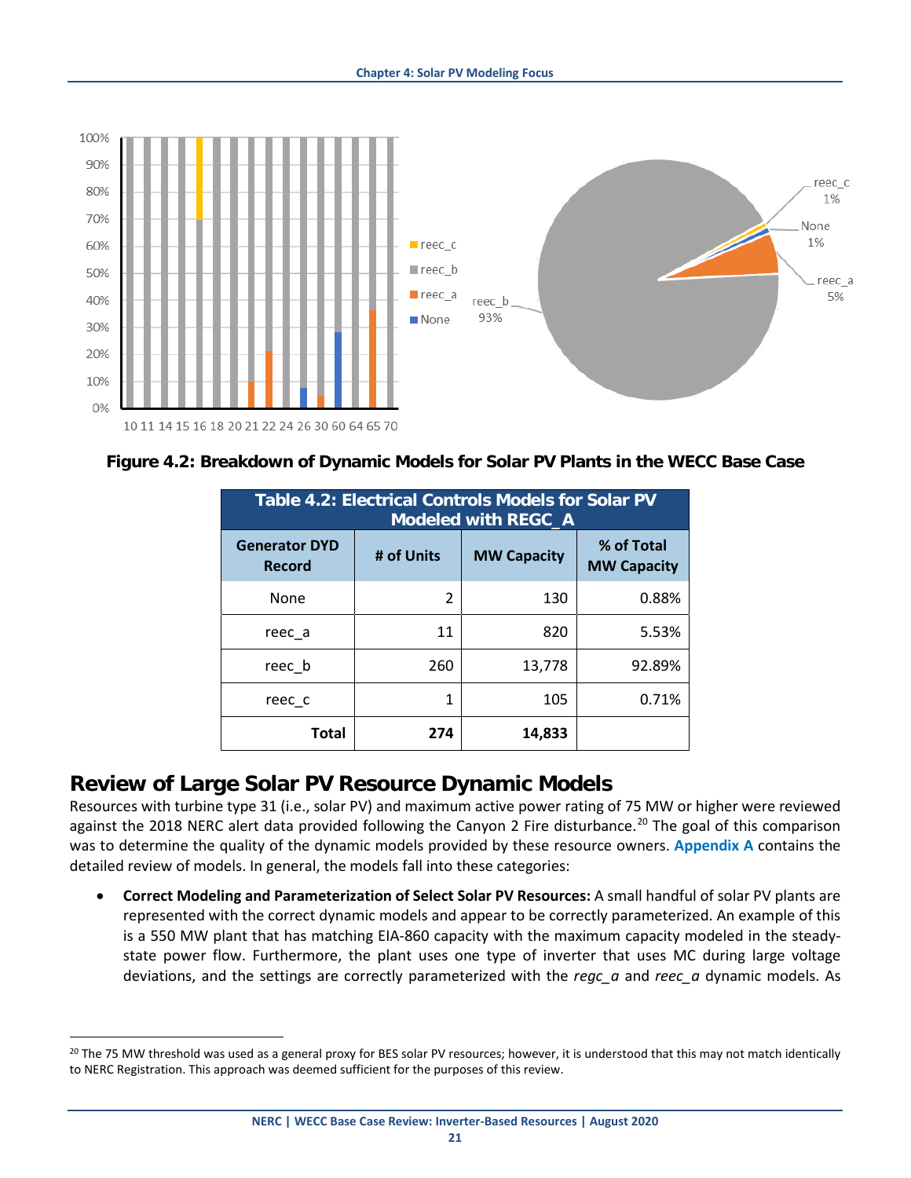Figure 4.2: Breakdown of Dynamic Models for Solar PV Plants in the WECC Base Case

| Table 4.2: Electrical Controls Models for Solar PV Modeled with REGC_A | | | |
|---|---|---|---|
| **Generator DYD Record** | **# of Units** | **MW Capacity** | **% of Total MW Capacity** |
| None | 2 | 130 | 0.88% |
| reec_a | 11 | 820 | 5.53% |
| reec_b | 260 | 13,778 | 92.89% |
| reec_c | 1 | 105 | 0.71% |
| **Total** | **274** | **14,833** | |

## Review of Large Solar PV Resource Dynamic Models

Resources with turbine type 31 (i.e., solar PV) and maximum active power rating of 75 MW or higher were reviewed against the 2018 NERC alert data provided following the Canyon 2 Fire disturbance.[20] The goal of this comparison was to determine the quality of the dynamic models provided by these resource owners. Appendix A contains the detailed review of models. In general, the models fall into these categories:

- **Correct Modeling and Parameterization of Select Solar PV Resources:** A small handful of solar PV plants are represented with the correct dynamic models and appear to be correctly parameterized. An example of this is a 550 MW plant that has matching EIA-860 capacity with the maximum capacity modeled in the steady-state power flow. Furthermore, the plant uses one type of inverter that uses MC during large voltage deviations, and the settings are correctly parameterized with the *regc_a* and *reec_a* dynamic models. As

[20] The 75 MW threshold was used as a general proxy for BES solar PV resources; however, it is understood that this may not match identically to NERC Registration. This approach was deemed sufficient for the purposes of this review.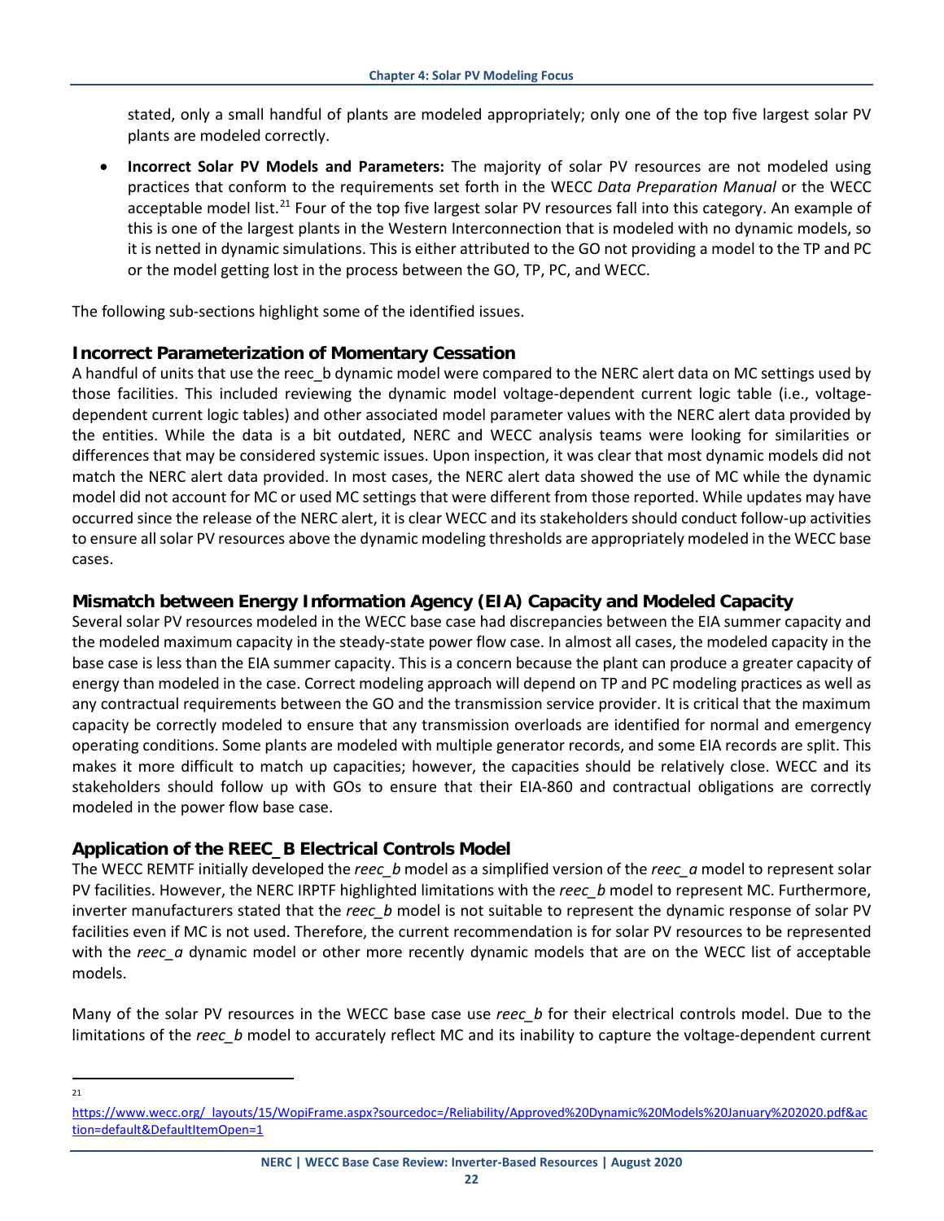stated, only a small handful of plants are modeled appropriately; only one of the top five largest solar PV plants are modeled correctly.

- **Incorrect Solar PV Models and Parameters:** The majority of solar PV resources are not modeled using practices that conform to the requirements set forth in the WECC *Data Preparation Manual* or the WECC acceptable model list.[21] Four of the top five largest solar PV resources fall into this category. An example of this is one of the largest plants in the Western Interconnection that is modeled with no dynamic models, so it is netted in dynamic simulations. This is either attributed to the GO not providing a model to the TP and PC or the model getting lost in the process between the GO, TP, PC, and WECC.

The following sub-sections highlight some of the identified issues.

### Incorrect Parameterization of Momentary Cessation

A handful of units that use the reec_b dynamic model were compared to the NERC alert data on MC settings used by those facilities. This included reviewing the dynamic model voltage-dependent current logic table (i.e., voltage-dependent current logic tables) and other associated model parameter values with the NERC alert data provided by the entities. While the data is a bit outdated, NERC and WECC analysis teams were looking for similarities or differences that may be considered systemic issues. Upon inspection, it was clear that most dynamic models did not match the NERC alert data provided. In most cases, the NERC alert data showed the use of MC while the dynamic model did not account for MC or used MC settings that were different from those reported. While updates may have occurred since the release of the NERC alert, it is clear WECC and its stakeholders should conduct follow-up activities to ensure all solar PV resources above the dynamic modeling thresholds are appropriately modeled in the WECC base cases.

### Mismatch between Energy Information Agency (EIA) Capacity and Modeled Capacity

Several solar PV resources modeled in the WECC base case had discrepancies between the EIA summer capacity and the modeled maximum capacity in the steady-state power flow case. In almost all cases, the modeled capacity in the base case is less than the EIA summer capacity. This is a concern because the plant can produce a greater capacity of energy than modeled in the case. Correct modeling approach will depend on TP and PC modeling practices as well as any contractual requirements between the GO and the transmission service provider. It is critical that the maximum capacity be correctly modeled to ensure that any transmission overloads are identified for normal and emergency operating conditions. Some plants are modeled with multiple generator records, and some EIA records are split. This makes it more difficult to match up capacities; however, the capacities should be relatively close. WECC and its stakeholders should follow up with GOs to ensure that their EIA-860 and contractual obligations are correctly modeled in the power flow base case.

### Application of the REEC_B Electrical Controls Model

The WECC REMTF initially developed the *reec_b* model as a simplified version of the *reec_a* model to represent solar PV facilities. However, the NERC IRPTF highlighted limitations with the *reec_b* model to represent MC. Furthermore, inverter manufacturers stated that the *reec_b* model is not suitable to represent the dynamic response of solar PV facilities even if MC is not used. Therefore, the current recommendation is for solar PV resources to be represented with the *reec_a* dynamic model or other more recently dynamic models that are on the WECC list of acceptable models.

Many of the solar PV resources in the WECC base case use *reec_b* for their electrical controls model. Due to the limitations of the *reec_b* model to accurately reflect MC and its inability to capture the voltage-dependent current

---

[21] https://www.wecc.org/_layouts/15/WopiFrame.aspx?sourcedoc=/Reliability/Approved%20Dynamic%20Models%20January%202020.pdf&action=default&DefaultItemOpen=1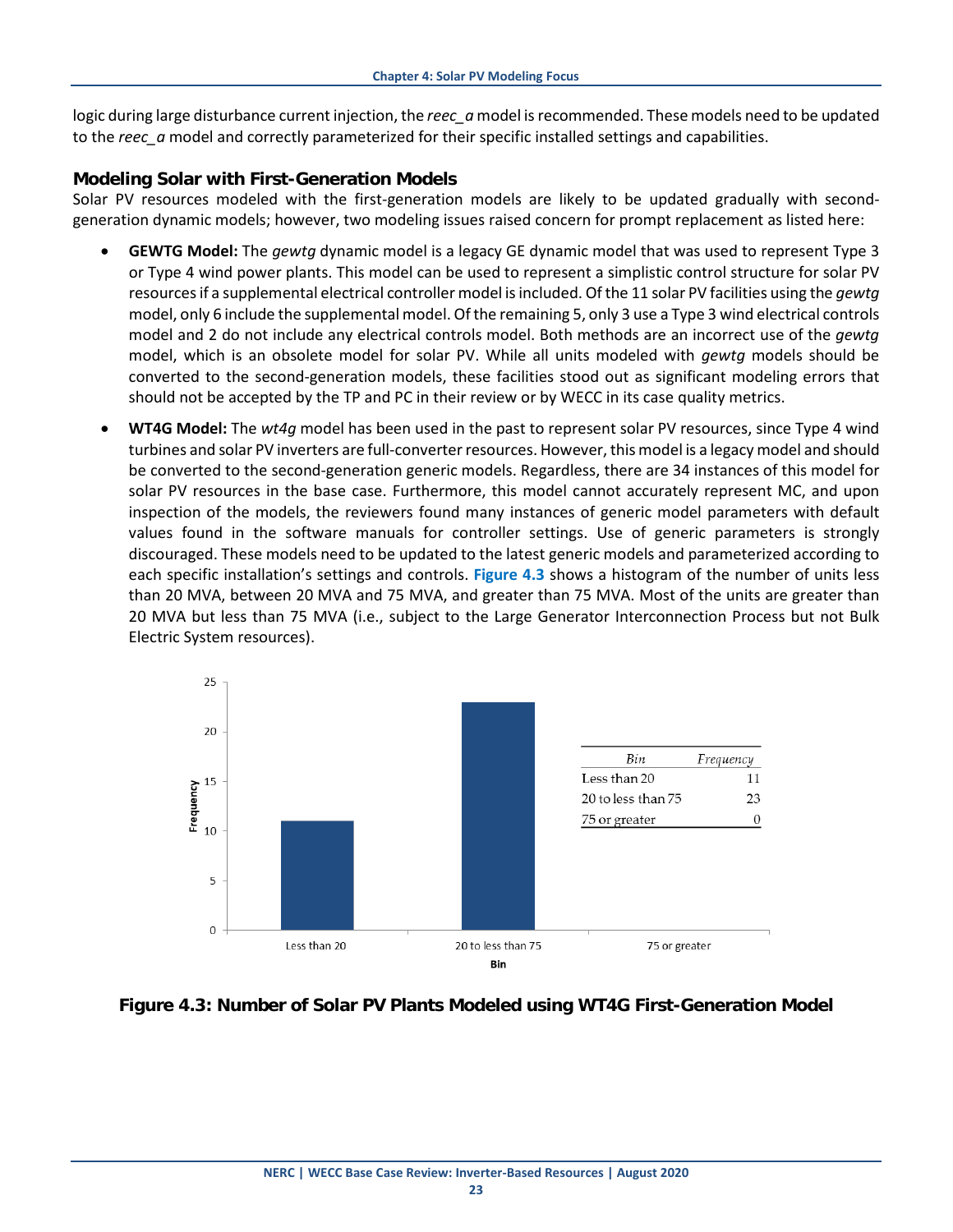logic during large disturbance current injection, the *reec_a* model is recommended. These models need to be updated to the *reec_a* model and correctly parameterized for their specific installed settings and capabilities.

### Modeling Solar with First-Generation Models

Solar PV resources modeled with the first-generation models are likely to be updated gradually with second-generation dynamic models; however, two modeling issues raised concern for prompt replacement as listed here:

- **GEWTG Model:** The *gewtg* dynamic model is a legacy GE dynamic model that was used to represent Type 3 or Type 4 wind power plants. This model can be used to represent a simplistic control structure for solar PV resources if a supplemental electrical controller model is included. Of the 11 solar PV facilities using the *gewtg* model, only 6 include the supplemental model. Of the remaining 5, only 3 use a Type 3 wind electrical controls model and 2 do not include any electrical controls model. Both methods are an incorrect use of the *gewtg* model, which is an obsolete model for solar PV. While all units modeled with *gewtg* models should be converted to the second-generation models, these facilities stood out as significant modeling errors that should not be accepted by the TP and PC in their review or by WECC in its case quality metrics.
- **WT4G Model:** The *wt4g* model has been used in the past to represent solar PV resources, since Type 4 wind turbines and solar PV inverters are full-converter resources. However, this model is a legacy model and should be converted to the second-generation generic models. Regardless, there are 34 instances of this model for solar PV resources in the base case. Furthermore, this model cannot accurately represent MC, and upon inspection of the models, the reviewers found many instances of generic model parameters with default values found in the software manuals for controller settings. Use of generic parameters is strongly discouraged. These models need to be updated to the latest generic models and parameterized according to each specific installation's settings and controls. **Figure 4.3** shows a histogram of the number of units less than 20 MVA, between 20 MVA and 75 MVA, and greater than 75 MVA. Most of the units are greater than 20 MVA but less than 75 MVA (i.e., subject to the Large Generator Interconnection Process but not Bulk Electric System resources).

| Bin | Frequency |
|---|---|
| Less than 20 | 11 |
| 20 to less than 75 | 23 |
| 75 or greater | 0 |

**Figure 4.3: Number of Solar PV Plants Modeled using WT4G First-Generation Model**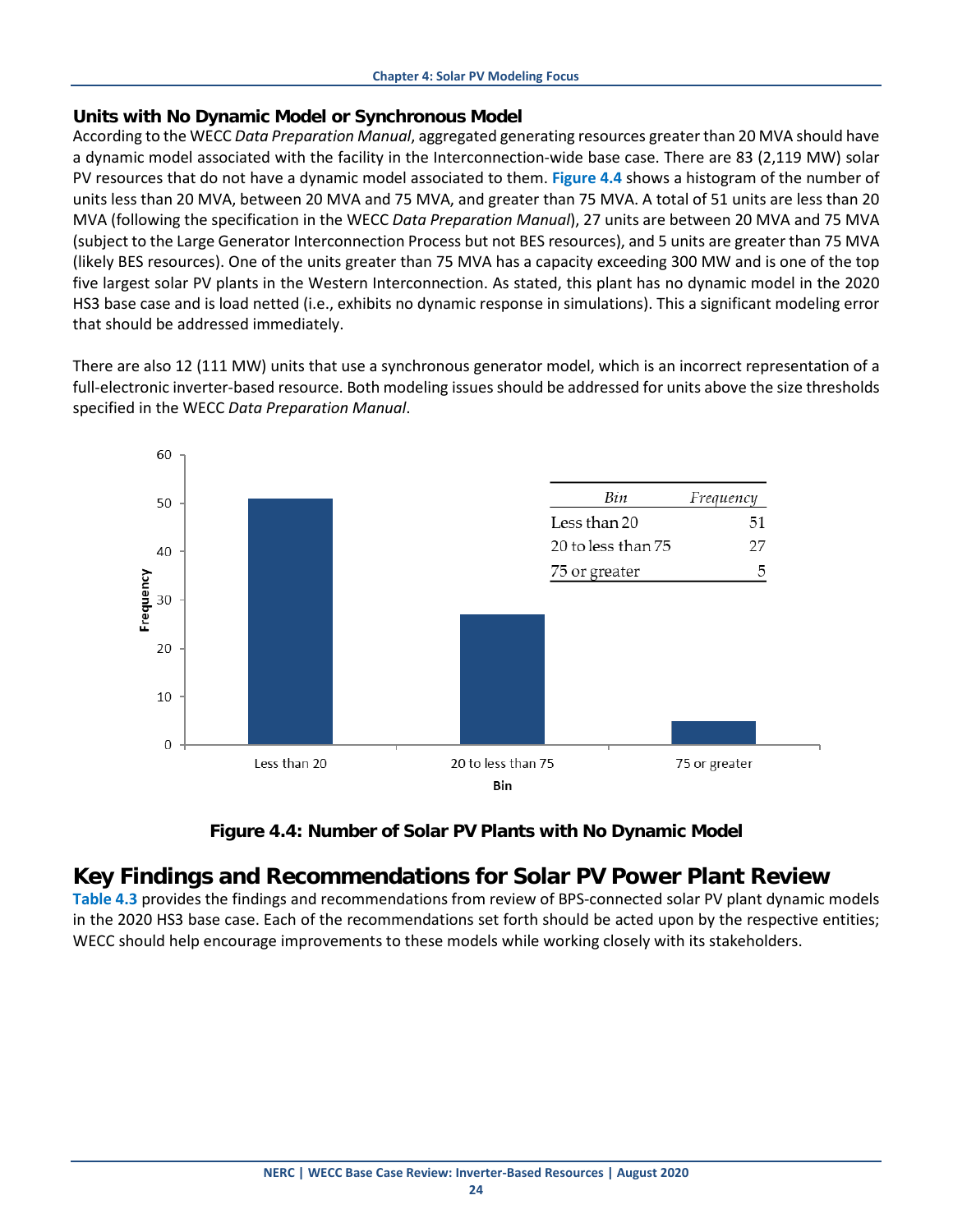### Units with No Dynamic Model or Synchronous Model

According to the WECC *Data Preparation Manual*, aggregated generating resources greater than 20 MVA should have a dynamic model associated with the facility in the Interconnection-wide base case. There are 83 (2,119 MW) solar PV resources that do not have a dynamic model associated to them. **Figure 4.4** shows a histogram of the number of units less than 20 MVA, between 20 MVA and 75 MVA, and greater than 75 MVA. A total of 51 units are less than 20 MVA (following the specification in the WECC *Data Preparation Manual*), 27 units are between 20 MVA and 75 MVA (subject to the Large Generator Interconnection Process but not BES resources), and 5 units are greater than 75 MVA (likely BES resources). One of the units greater than 75 MVA has a capacity exceeding 300 MW and is one of the top five largest solar PV plants in the Western Interconnection. As stated, this plant has no dynamic model in the 2020 HS3 base case and is load netted (i.e., exhibits no dynamic response in simulations). This a significant modeling error that should be addressed immediately.

There are also 12 (111 MW) units that use a synchronous generator model, which is an incorrect representation of a full-electronic inverter-based resource. Both modeling issues should be addressed for units above the size thresholds specified in the WECC *Data Preparation Manual*.

| *Bin* | *Frequency* |
|---|---|
| Less than 20 | 51 |
| 20 to less than 75 | 27 |
| 75 or greater | 5 |

**Figure 4.4: Number of Solar PV Plants with No Dynamic Model**

## Key Findings and Recommendations for Solar PV Power Plant Review

**Table 4.3** provides the findings and recommendations from review of BPS-connected solar PV plant dynamic models in the 2020 HS3 base case. Each of the recommendations set forth should be acted upon by the respective entities; WECC should help encourage improvements to these models while working closely with its stakeholders.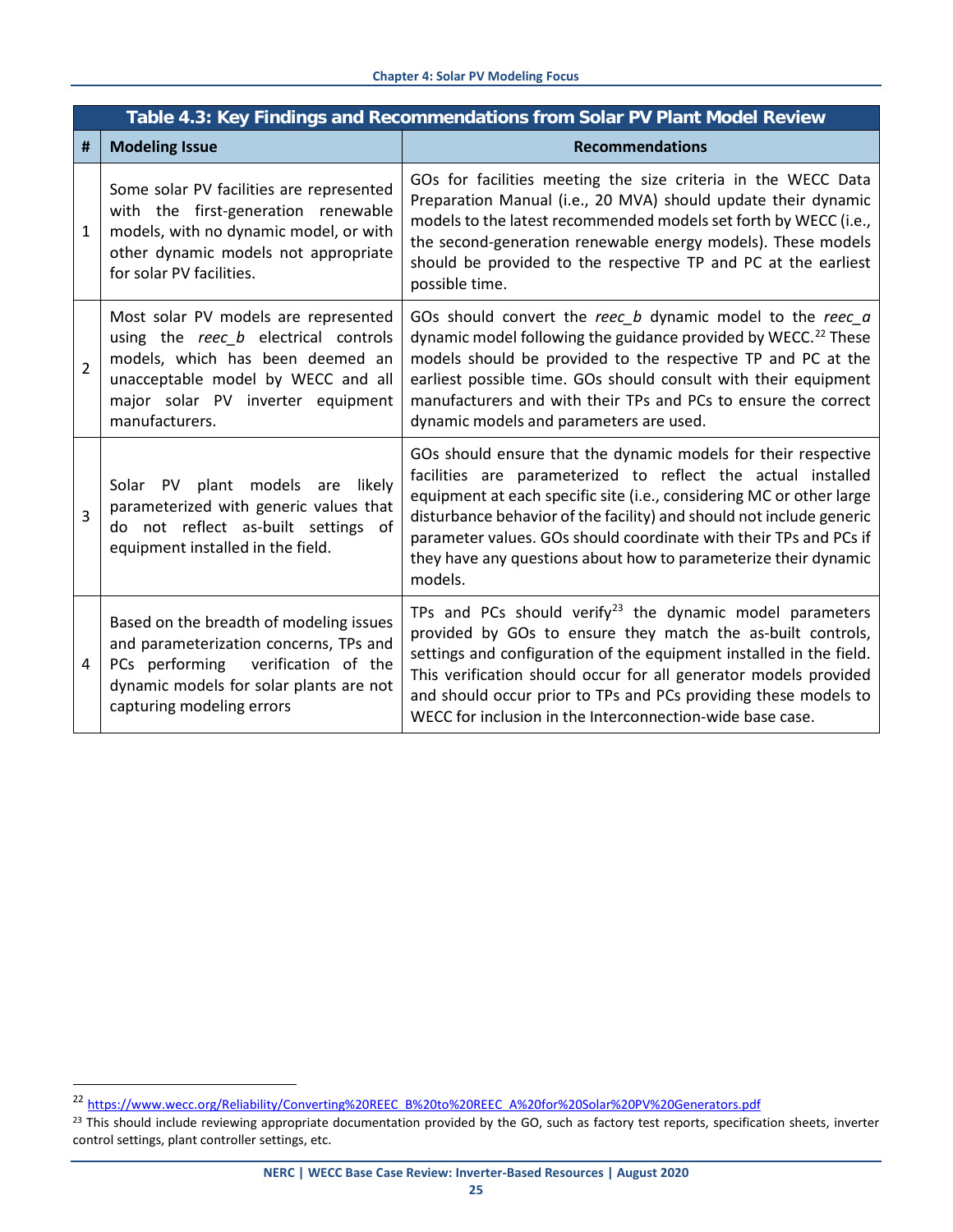**Table 4.3: Key Findings and Recommendations from Solar PV Plant Model Review**

| # | Modeling Issue | Recommendations |
|---|---|---|
| 1 | Some solar PV facilities are represented with the first-generation renewable models, with no dynamic model, or with other dynamic models not appropriate for solar PV facilities. | GOs for facilities meeting the size criteria in the WECC Data Preparation Manual (i.e., 20 MVA) should update their dynamic models to the latest recommended models set forth by WECC (i.e., the second-generation renewable energy models). These models should be provided to the respective TP and PC at the earliest possible time. |
| 2 | Most solar PV models are represented using the *reec_b* electrical controls models, which has been deemed an unacceptable model by WECC and all major solar PV inverter equipment manufacturers. | GOs should convert the *reec_b* dynamic model to the *reec_a* dynamic model following the guidance provided by WECC.[22] These models should be provided to the respective TP and PC at the earliest possible time. GOs should consult with their equipment manufacturers and with their TPs and PCs to ensure the correct dynamic models and parameters are used. |
| 3 | Solar PV plant models are likely parameterized with generic values that do not reflect as-built settings of equipment installed in the field. | GOs should ensure that the dynamic models for their respective facilities are parameterized to reflect the actual installed equipment at each specific site (i.e., considering MC or other large disturbance behavior of the facility) and should not include generic parameter values. GOs should coordinate with their TPs and PCs if they have any questions about how to parameterize their dynamic models. |
| 4 | Based on the breadth of modeling issues and parameterization concerns, TPs and PCs performing verification of the dynamic models for solar plants are not capturing modeling errors | TPs and PCs should verify[23] the dynamic model parameters provided by GOs to ensure they match the as-built controls, settings and configuration of the equipment installed in the field. This verification should occur for all generator models provided and should occur prior to TPs and PCs providing these models to WECC for inclusion in the Interconnection-wide base case. |

[22] https://www.wecc.org/Reliability/Converting%20REEC_B%20to%20REEC_A%20for%20Solar%20PV%20Generators.pdf

[23] This should include reviewing appropriate documentation provided by the GO, such as factory test reports, specification sheets, inverter control settings, plant controller settings, etc.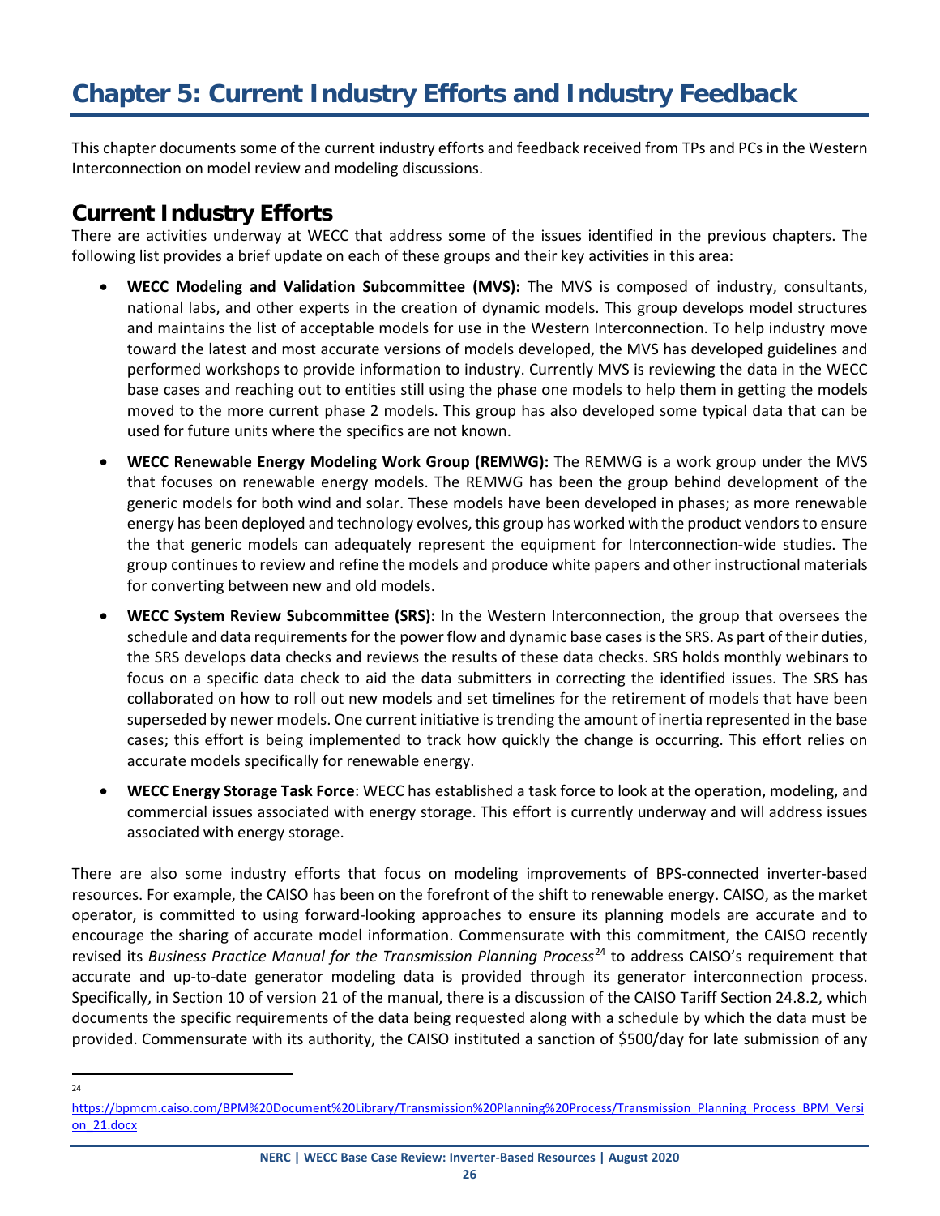# Chapter 5: Current Industry Efforts and Industry Feedback

This chapter documents some of the current industry efforts and feedback received from TPs and PCs in the Western Interconnection on model review and modeling discussions.

## Current Industry Efforts

There are activities underway at WECC that address some of the issues identified in the previous chapters. The following list provides a brief update on each of these groups and their key activities in this area:

- **WECC Modeling and Validation Subcommittee (MVS):** The MVS is composed of industry, consultants, national labs, and other experts in the creation of dynamic models. This group develops model structures and maintains the list of acceptable models for use in the Western Interconnection. To help industry move toward the latest and most accurate versions of models developed, the MVS has developed guidelines and performed workshops to provide information to industry. Currently MVS is reviewing the data in the WECC base cases and reaching out to entities still using the phase one models to help them in getting the models moved to the more current phase 2 models. This group has also developed some typical data that can be used for future units where the specifics are not known.
- **WECC Renewable Energy Modeling Work Group (REMWG):** The REMWG is a work group under the MVS that focuses on renewable energy models. The REMWG has been the group behind development of the generic models for both wind and solar. These models have been developed in phases; as more renewable energy has been deployed and technology evolves, this group has worked with the product vendors to ensure the that generic models can adequately represent the equipment for Interconnection-wide studies. The group continues to review and refine the models and produce white papers and other instructional materials for converting between new and old models.
- **WECC System Review Subcommittee (SRS):** In the Western Interconnection, the group that oversees the schedule and data requirements for the power flow and dynamic base cases is the SRS. As part of their duties, the SRS develops data checks and reviews the results of these data checks. SRS holds monthly webinars to focus on a specific data check to aid the data submitters in correcting the identified issues. The SRS has collaborated on how to roll out new models and set timelines for the retirement of models that have been superseded by newer models. One current initiative is trending the amount of inertia represented in the base cases; this effort is being implemented to track how quickly the change is occurring. This effort relies on accurate models specifically for renewable energy.
- **WECC Energy Storage Task Force**: WECC has established a task force to look at the operation, modeling, and commercial issues associated with energy storage. This effort is currently underway and will address issues associated with energy storage.

There are also some industry efforts that focus on modeling improvements of BPS-connected inverter-based resources. For example, the CAISO has been on the forefront of the shift to renewable energy. CAISO, as the market operator, is committed to using forward-looking approaches to ensure its planning models are accurate and to encourage the sharing of accurate model information. Commensurate with this commitment, the CAISO recently revised its *Business Practice Manual for the Transmission Planning Process*[24] to address CAISO's requirement that accurate and up-to-date generator modeling data is provided through its generator interconnection process. Specifically, in Section 10 of version 21 of the manual, there is a discussion of the CAISO Tariff Section 24.8.2, which documents the specific requirements of the data being requested along with a schedule by which the data must be provided. Commensurate with its authority, the CAISO instituted a sanction of $500/day for late submission of any

[24] https://bpmcm.caiso.com/BPM%20Document%20Library/Transmission%20Planning%20Process/Transmission_Planning_Process_BPM_Version_21.docx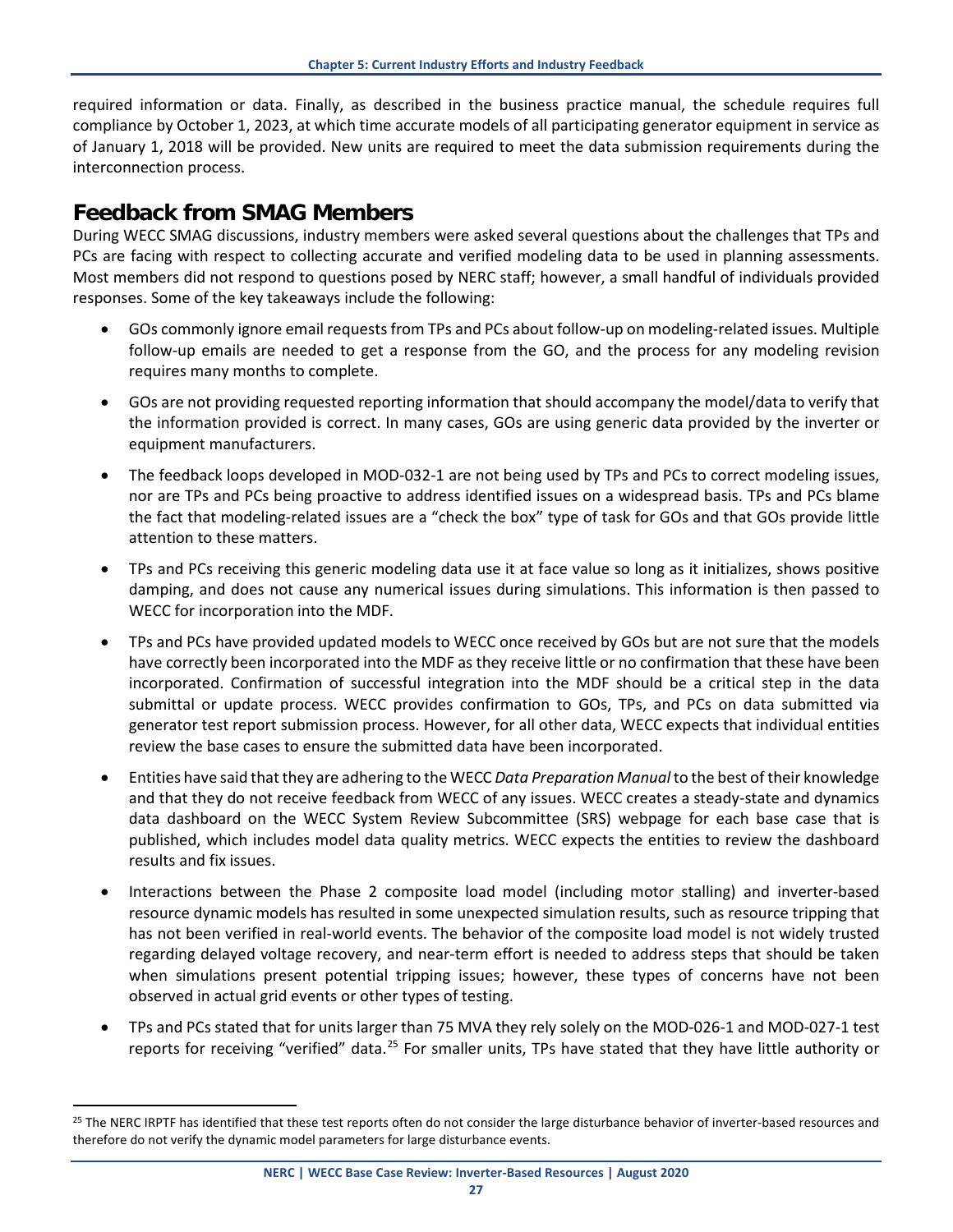required information or data. Finally, as described in the business practice manual, the schedule requires full compliance by October 1, 2023, at which time accurate models of all participating generator equipment in service as of January 1, 2018 will be provided. New units are required to meet the data submission requirements during the interconnection process.

## Feedback from SMAG Members

During WECC SMAG discussions, industry members were asked several questions about the challenges that TPs and PCs are facing with respect to collecting accurate and verified modeling data to be used in planning assessments. Most members did not respond to questions posed by NERC staff; however, a small handful of individuals provided responses. Some of the key takeaways include the following:

- GOs commonly ignore email requests from TPs and PCs about follow-up on modeling-related issues. Multiple follow-up emails are needed to get a response from the GO, and the process for any modeling revision requires many months to complete.
- GOs are not providing requested reporting information that should accompany the model/data to verify that the information provided is correct. In many cases, GOs are using generic data provided by the inverter or equipment manufacturers.
- The feedback loops developed in MOD-032-1 are not being used by TPs and PCs to correct modeling issues, nor are TPs and PCs being proactive to address identified issues on a widespread basis. TPs and PCs blame the fact that modeling-related issues are a "check the box" type of task for GOs and that GOs provide little attention to these matters.
- TPs and PCs receiving this generic modeling data use it at face value so long as it initializes, shows positive damping, and does not cause any numerical issues during simulations. This information is then passed to WECC for incorporation into the MDF.
- TPs and PCs have provided updated models to WECC once received by GOs but are not sure that the models have correctly been incorporated into the MDF as they receive little or no confirmation that these have been incorporated. Confirmation of successful integration into the MDF should be a critical step in the data submittal or update process. WECC provides confirmation to GOs, TPs, and PCs on data submitted via generator test report submission process. However, for all other data, WECC expects that individual entities review the base cases to ensure the submitted data have been incorporated.
- Entities have said that they are adhering to the WECC *Data Preparation Manual* to the best of their knowledge and that they do not receive feedback from WECC of any issues. WECC creates a steady-state and dynamics data dashboard on the WECC System Review Subcommittee (SRS) webpage for each base case that is published, which includes model data quality metrics. WECC expects the entities to review the dashboard results and fix issues.
- Interactions between the Phase 2 composite load model (including motor stalling) and inverter-based resource dynamic models has resulted in some unexpected simulation results, such as resource tripping that has not been verified in real-world events. The behavior of the composite load model is not widely trusted regarding delayed voltage recovery, and near-term effort is needed to address steps that should be taken when simulations present potential tripping issues; however, these types of concerns have not been observed in actual grid events or other types of testing.
- TPs and PCs stated that for units larger than 75 MVA they rely solely on the MOD-026-1 and MOD-027-1 test reports for receiving "verified" data.[25] For smaller units, TPs have stated that they have little authority or

[25] The NERC IRPTF has identified that these test reports often do not consider the large disturbance behavior of inverter-based resources and therefore do not verify the dynamic model parameters for large disturbance events.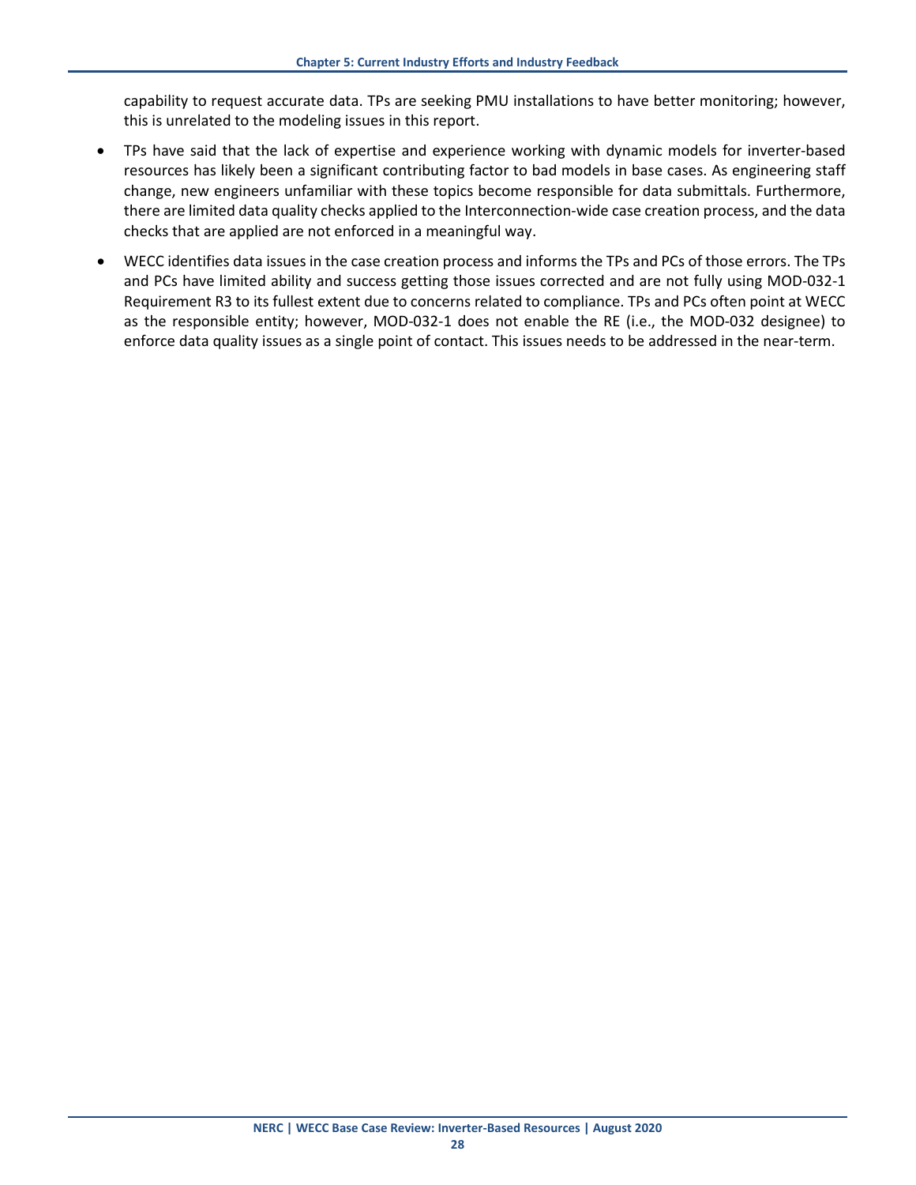capability to request accurate data. TPs are seeking PMU installations to have better monitoring; however, this is unrelated to the modeling issues in this report.

- TPs have said that the lack of expertise and experience working with dynamic models for inverter-based resources has likely been a significant contributing factor to bad models in base cases. As engineering staff change, new engineers unfamiliar with these topics become responsible for data submittals. Furthermore, there are limited data quality checks applied to the Interconnection-wide case creation process, and the data checks that are applied are not enforced in a meaningful way.
- WECC identifies data issues in the case creation process and informs the TPs and PCs of those errors. The TPs and PCs have limited ability and success getting those issues corrected and are not fully using MOD-032-1 Requirement R3 to its fullest extent due to concerns related to compliance. TPs and PCs often point at WECC as the responsible entity; however, MOD-032-1 does not enable the RE (i.e., the MOD-032 designee) to enforce data quality issues as a single point of contact. This issues needs to be addressed in the near-term.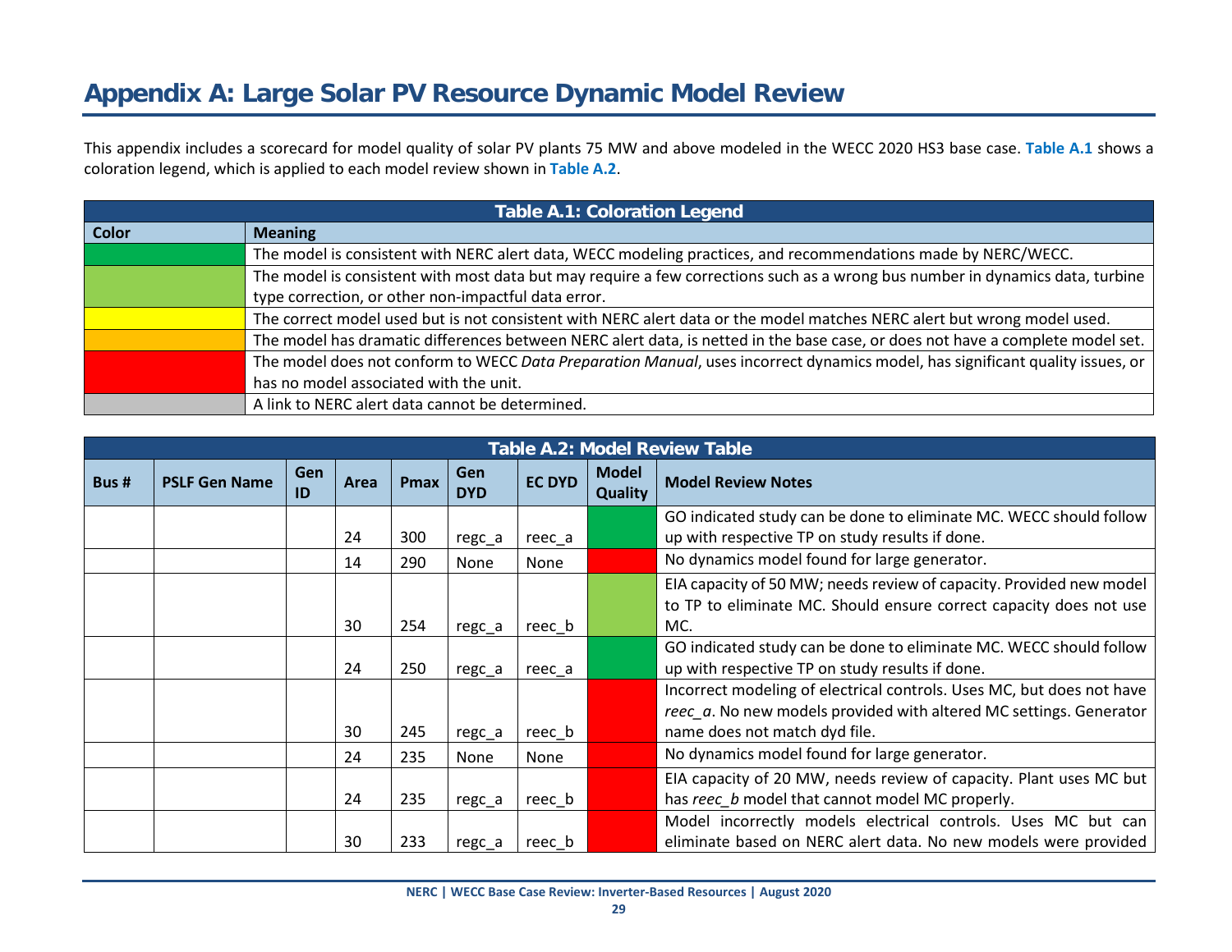# Appendix A: Large Solar PV Resource Dynamic Model Review

This appendix includes a scorecard for model quality of solar PV plants 75 MW and above modeled in the WECC 2020 HS3 base case. **Table A.1** shows a coloration legend, which is applied to each model review shown in **Table A.2**.

**Table A.1: Coloration Legend**

| Color | Meaning |
|---|---|
| Dark Green | The model is consistent with NERC alert data, WECC modeling practices, and recommendations made by NERC/WECC. |
| Light Green | The model is consistent with most data but may require a few corrections such as a wrong bus number in dynamics data, turbine type correction, or other non-impactful data error. |
| Yellow | The correct model used but is not consistent with NERC alert data or the model matches NERC alert but wrong model used. |
| Orange | The model has dramatic differences between NERC alert data, is netted in the base case, or does not have a complete model set. |
| Red | The model does not conform to WECC *Data Preparation Manual*, uses incorrect dynamics model, has significant quality issues, or has no model associated with the unit. |
| Gray | A link to NERC alert data cannot be determined. |

**Table A.2: Model Review Table**

| Bus # | PSLF Gen Name | Gen ID | Area | Pmax | Gen DYD | EC DYD | Model Quality | Model Review Notes |
|---|---|---|---|---|---|---|---|---|
| | | | 24 | 300 | regc_a | reec_a | Dark Green | GO indicated study can be done to eliminate MC. WECC should follow up with respective TP on study results if done. |
| | | | 14 | 290 | None | None | Red | No dynamics model found for large generator. |
| | | | 30 | 254 | regc_a | reec_b | Light Green | EIA capacity of 50 MW; needs review of capacity. Provided new model to TP to eliminate MC. Should ensure correct capacity does not use MC. |
| | | | 24 | 250 | regc_a | reec_a | Dark Green | GO indicated study can be done to eliminate MC. WECC should follow up with respective TP on study results if done. |
| | | | 30 | 245 | regc_a | reec_b | Red | Incorrect modeling of electrical controls. Uses MC, but does not have *reec_a*. No new models provided with altered MC settings. Generator name does not match dyd file. |
| | | | 24 | 235 | None | None | Red | No dynamics model found for large generator. |
| | | | 24 | 235 | regc_a | reec_b | Red | EIA capacity of 20 MW, needs review of capacity. Plant uses MC but has *reec_b* model that cannot model MC properly. |
| | | | 30 | 233 | regc_a | reec_b | Red | Model incorrectly models electrical controls. Uses MC but can eliminate based on NERC alert data. No new models were provided |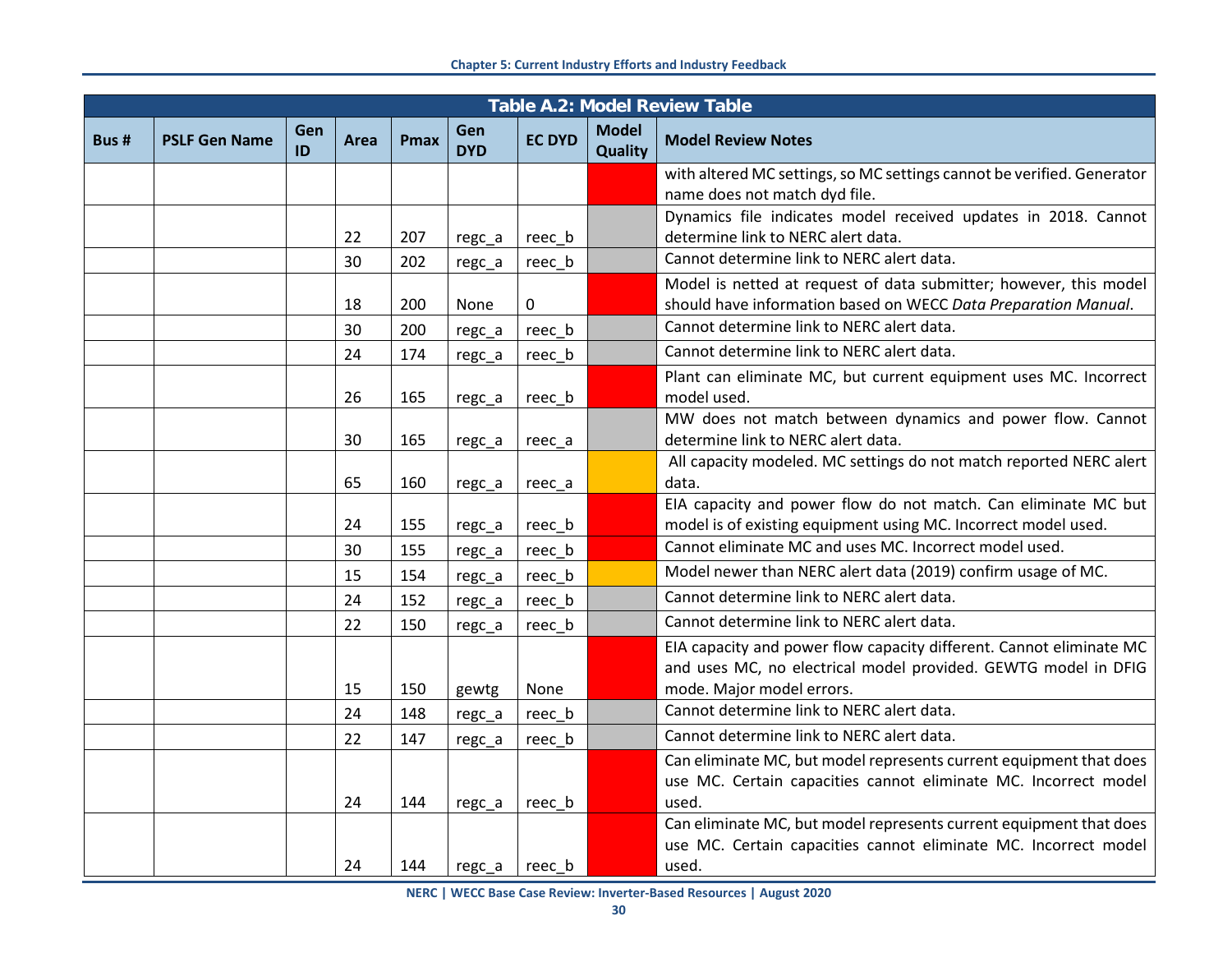**Table A.2: Model Review Table**

| Bus # | PSLF Gen Name | Gen ID | Area | Pmax | Gen DYD | EC DYD | Model Quality | Model Review Notes |
|---|---|---|---|---|---|---|---|---|
| | | | | | | | | with altered MC settings, so MC settings cannot be verified. Generator name does not match dyd file. |
| | | | 22 | 207 | regc_a | reec_b | | Dynamics file indicates model received updates in 2018. Cannot determine link to NERC alert data. |
| | | | 30 | 202 | regc_a | reec_b | | Cannot determine link to NERC alert data. |
| | | | 18 | 200 | None | 0 | | Model is netted at request of data submitter; however, this model should have information based on WECC *Data Preparation Manual*. |
| | | | 30 | 200 | regc_a | reec_b | | Cannot determine link to NERC alert data. |
| | | | 24 | 174 | regc_a | reec_b | | Cannot determine link to NERC alert data. |
| | | | 26 | 165 | regc_a | reec_b | | Plant can eliminate MC, but current equipment uses MC. Incorrect model used. |
| | | | 30 | 165 | regc_a | reec_a | | MW does not match between dynamics and power flow. Cannot determine link to NERC alert data. |
| | | | 65 | 160 | regc_a | reec_a | | All capacity modeled. MC settings do not match reported NERC alert data. |
| | | | 24 | 155 | regc_a | reec_b | | EIA capacity and power flow do not match. Can eliminate MC but model is of existing equipment using MC. Incorrect model used. |
| | | | 30 | 155 | regc_a | reec_b | | Cannot eliminate MC and uses MC. Incorrect model used. |
| | | | 15 | 154 | regc_a | reec_b | | Model newer than NERC alert data (2019) confirm usage of MC. |
| | | | 24 | 152 | regc_a | reec_b | | Cannot determine link to NERC alert data. |
| | | | 22 | 150 | regc_a | reec_b | | Cannot determine link to NERC alert data. |
| | | | 15 | 150 | gewtg | None | | EIA capacity and power flow capacity different. Cannot eliminate MC and uses MC, no electrical model provided. GEWTG model in DFIG mode. Major model errors. |
| | | | 24 | 148 | regc_a | reec_b | | Cannot determine link to NERC alert data. |
| | | | 22 | 147 | regc_a | reec_b | | Cannot determine link to NERC alert data. |
| | | | 24 | 144 | regc_a | reec_b | | Can eliminate MC, but model represents current equipment that does use MC. Certain capacities cannot eliminate MC. Incorrect model used. |
| | | | 24 | 144 | regc_a | reec_b | | Can eliminate MC, but model represents current equipment that does use MC. Certain capacities cannot eliminate MC. Incorrect model used. |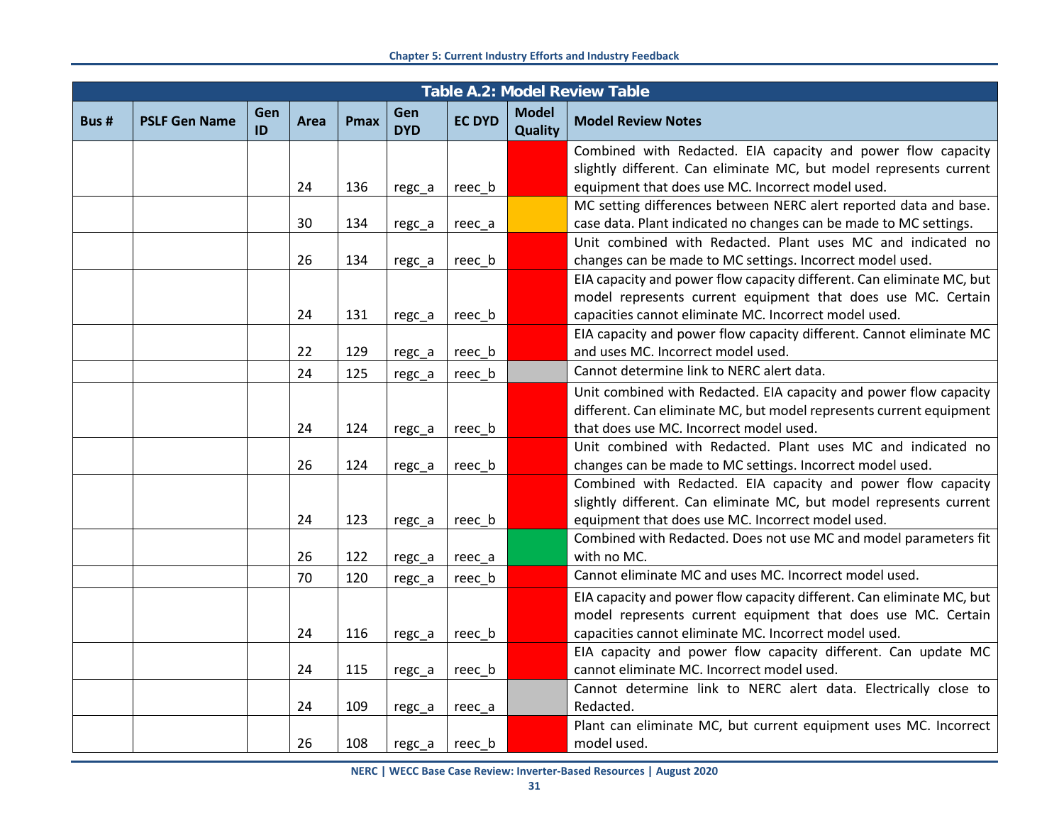| Table A.2: Model Review Table | | | | | | | | |
|---|---|---|---|---|---|---|---|---|
| **Bus #** | **PSLF Gen Name** | **Gen ID** | **Area** | **Pmax** | **Gen DYD** | **EC DYD** | **Model Quality** | **Model Review Notes** |
| | | | 24 | 136 | regc_a | reec_b | | Combined with Redacted. EIA capacity and power flow capacity slightly different. Can eliminate MC, but model represents current equipment that does use MC. Incorrect model used. |
| | | | 30 | 134 | regc_a | reec_a | | MC setting differences between NERC alert reported data and base. case data. Plant indicated no changes can be made to MC settings. |
| | | | 26 | 134 | regc_a | reec_b | | Unit combined with Redacted. Plant uses MC and indicated no changes can be made to MC settings. Incorrect model used. |
| | | | 24 | 131 | regc_a | reec_b | | EIA capacity and power flow capacity different. Can eliminate MC, but model represents current equipment that does use MC. Certain capacities cannot eliminate MC. Incorrect model used. |
| | | | 22 | 129 | regc_a | reec_b | | EIA capacity and power flow capacity different. Cannot eliminate MC and uses MC. Incorrect model used. |
| | | | 24 | 125 | regc_a | reec_b | | Cannot determine link to NERC alert data. |
| | | | 24 | 124 | regc_a | reec_b | | Unit combined with Redacted. EIA capacity and power flow capacity different. Can eliminate MC, but model represents current equipment that does use MC. Incorrect model used. |
| | | | 26 | 124 | regc_a | reec_b | | Unit combined with Redacted. Plant uses MC and indicated no changes can be made to MC settings. Incorrect model used. |
| | | | 24 | 123 | regc_a | reec_b | | Combined with Redacted. EIA capacity and power flow capacity slightly different. Can eliminate MC, but model represents current equipment that does use MC. Incorrect model used. |
| | | | 26 | 122 | regc_a | reec_a | | Combined with Redacted. Does not use MC and model parameters fit with no MC. |
| | | | 70 | 120 | regc_a | reec_b | | Cannot eliminate MC and uses MC. Incorrect model used. |
| | | | 24 | 116 | regc_a | reec_b | | EIA capacity and power flow capacity different. Can eliminate MC, but model represents current equipment that does use MC. Certain capacities cannot eliminate MC. Incorrect model used. |
| | | | 24 | 115 | regc_a | reec_b | | EIA capacity and power flow capacity different. Can update MC cannot eliminate MC. Incorrect model used. |
| | | | 24 | 109 | regc_a | reec_a | | Cannot determine link to NERC alert data. Electrically close to Redacted. |
| | | | 26 | 108 | regc_a | reec_b | | Plant can eliminate MC, but current equipment uses MC. Incorrect model used. |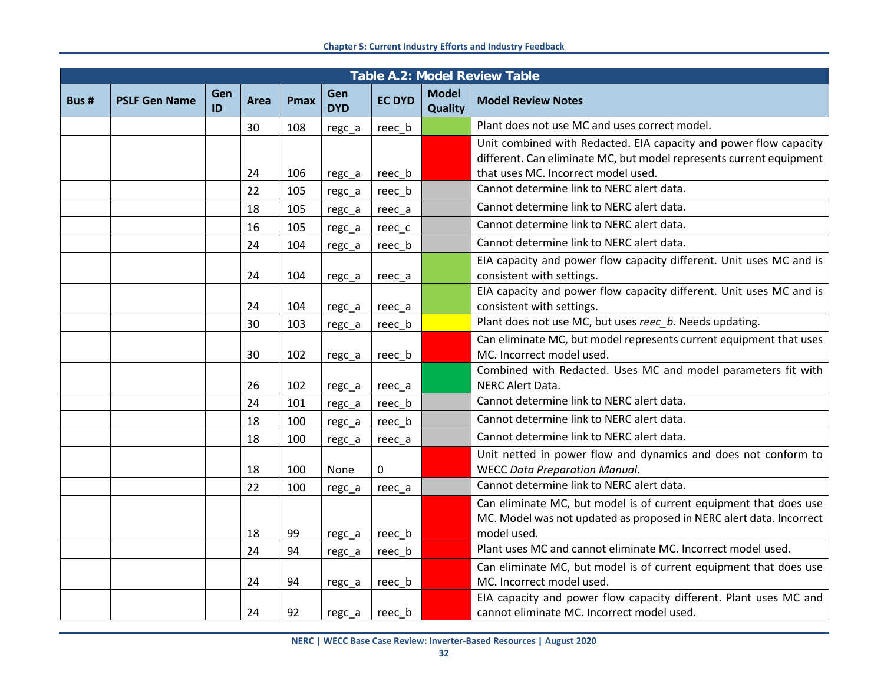| Table A.2: Model Review Table | | | | | | | | |
|---|---|---|---|---|---|---|---|---|
| Bus # | PSLF Gen Name | Gen ID | Area | Pmax | Gen DYD | EC DYD | Model Quality | Model Review Notes |
| | | | 30 | 108 | regc_a | reec_b | | Plant does not use MC and uses correct model. |
| | | | 24 | 106 | regc_a | reec_b | | Unit combined with Redacted. EIA capacity and power flow capacity different. Can eliminate MC, but model represents current equipment that uses MC. Incorrect model used. |
| | | | 22 | 105 | regc_a | reec_b | | Cannot determine link to NERC alert data. |
| | | | 18 | 105 | regc_a | reec_a | | Cannot determine link to NERC alert data. |
| | | | 16 | 105 | regc_a | reec_c | | Cannot determine link to NERC alert data. |
| | | | 24 | 104 | regc_a | reec_b | | Cannot determine link to NERC alert data. |
| | | | 24 | 104 | regc_a | reec_a | | EIA capacity and power flow capacity different. Unit uses MC and is consistent with settings. |
| | | | 24 | 104 | regc_a | reec_a | | EIA capacity and power flow capacity different. Unit uses MC and is consistent with settings. |
| | | | 30 | 103 | regc_a | reec_b | | Plant does not use MC, but uses *reec_b*. Needs updating. |
| | | | 30 | 102 | regc_a | reec_b | | Can eliminate MC, but model represents current equipment that uses MC. Incorrect model used. |
| | | | 26 | 102 | regc_a | reec_a | | Combined with Redacted. Uses MC and model parameters fit with NERC Alert Data. |
| | | | 24 | 101 | regc_a | reec_b | | Cannot determine link to NERC alert data. |
| | | | 18 | 100 | regc_a | reec_b | | Cannot determine link to NERC alert data. |
| | | | 18 | 100 | regc_a | reec_a | | Cannot determine link to NERC alert data. |
| | | | 18 | 100 | None | 0 | | Unit netted in power flow and dynamics and does not conform to WECC *Data Preparation Manual*. |
| | | | 22 | 100 | regc_a | reec_a | | Cannot determine link to NERC alert data. |
| | | | 18 | 99 | regc_a | reec_b | | Can eliminate MC, but model is of current equipment that does use MC. Model was not updated as proposed in NERC alert data. Incorrect model used. |
| | | | 24 | 94 | regc_a | reec_b | | Plant uses MC and cannot eliminate MC. Incorrect model used. |
| | | | 24 | 94 | regc_a | reec_b | | Can eliminate MC, but model is of current equipment that does use MC. Incorrect model used. |
| | | | 24 | 92 | regc_a | reec_b | | EIA capacity and power flow capacity different. Plant uses MC and cannot eliminate MC. Incorrect model used. |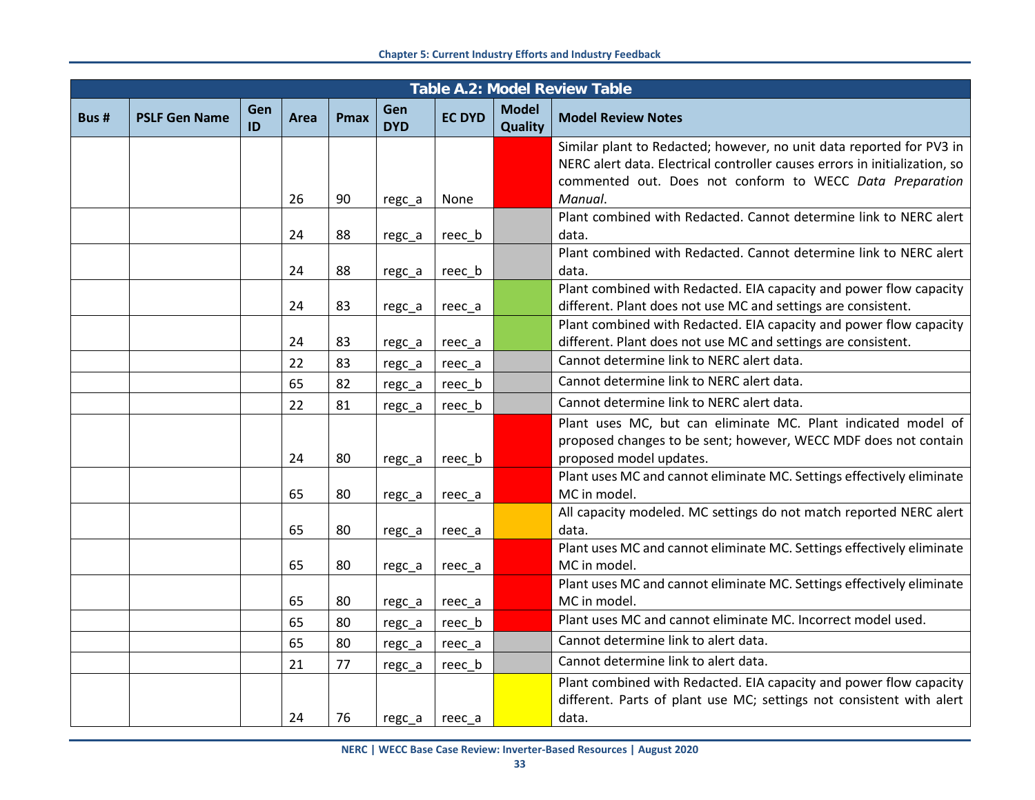**Table A.2: Model Review Table**

| Bus # | PSLF Gen Name | Gen ID | Area | Pmax | Gen DYD | EC DYD | Model Quality | Model Review Notes |
|---|---|---|---|---|---|---|---|---|
| | | | 26 | 90 | regc_a | None | | Similar plant to Redacted; however, no unit data reported for PV3 in NERC alert data. Electrical controller causes errors in initialization, so commented out. Does not conform to WECC *Data Preparation Manual*. |
| | | | 24 | 88 | regc_a | reec_b | | Plant combined with Redacted. Cannot determine link to NERC alert data. |
| | | | 24 | 88 | regc_a | reec_b | | Plant combined with Redacted. Cannot determine link to NERC alert data. |
| | | | 24 | 83 | regc_a | reec_a | | Plant combined with Redacted. EIA capacity and power flow capacity different. Plant does not use MC and settings are consistent. |
| | | | 24 | 83 | regc_a | reec_a | | Plant combined with Redacted. EIA capacity and power flow capacity different. Plant does not use MC and settings are consistent. |
| | | | 22 | 83 | regc_a | reec_a | | Cannot determine link to NERC alert data. |
| | | | 65 | 82 | regc_a | reec_b | | Cannot determine link to NERC alert data. |
| | | | 22 | 81 | regc_a | reec_b | | Cannot determine link to NERC alert data. |
| | | | 24 | 80 | regc_a | reec_b | | Plant uses MC, but can eliminate MC. Plant indicated model of proposed changes to be sent; however, WECC MDF does not contain proposed model updates. |
| | | | 65 | 80 | regc_a | reec_a | | Plant uses MC and cannot eliminate MC. Settings effectively eliminate MC in model. |
| | | | 65 | 80 | regc_a | reec_a | | All capacity modeled. MC settings do not match reported NERC alert data. |
| | | | 65 | 80 | regc_a | reec_a | | Plant uses MC and cannot eliminate MC. Settings effectively eliminate MC in model. |
| | | | 65 | 80 | regc_a | reec_a | | Plant uses MC and cannot eliminate MC. Settings effectively eliminate MC in model. |
| | | | 65 | 80 | regc_a | reec_b | | Plant uses MC and cannot eliminate MC. Incorrect model used. |
| | | | 65 | 80 | regc_a | reec_a | | Cannot determine link to alert data. |
| | | | 21 | 77 | regc_a | reec_b | | Cannot determine link to alert data. |
| | | | 24 | 76 | regc_a | reec_a | | Plant combined with Redacted. EIA capacity and power flow capacity different. Parts of plant use MC; settings not consistent with alert data. |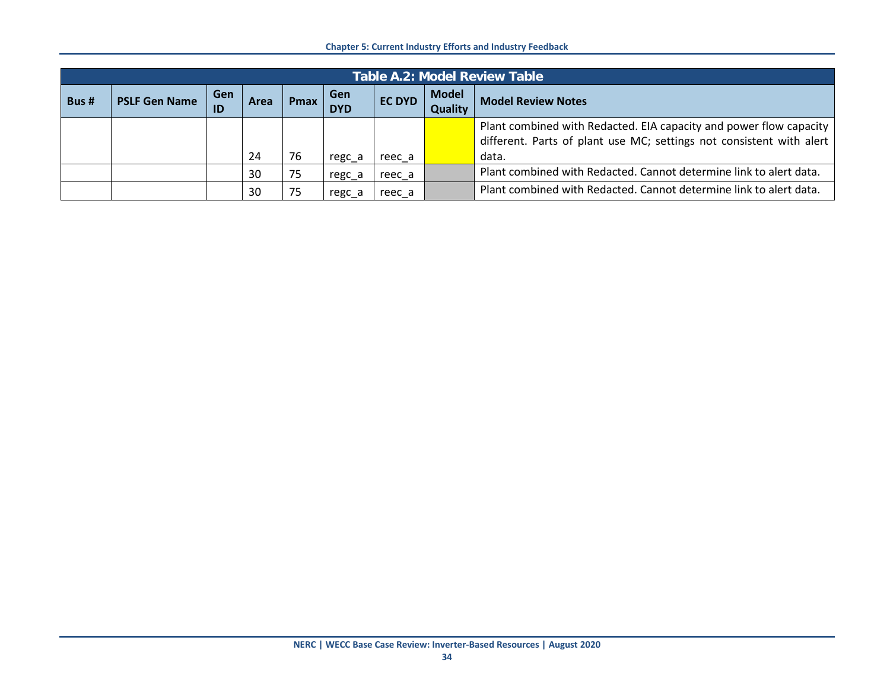| Table A.2: Model Review Table | | | | | | | | |
|---|---|---|---|---|---|---|---|---|
| **Bus #** | **PSLF Gen Name** | **Gen ID** | **Area** | **Pmax** | **Gen DYD** | **EC DYD** | **Model Quality** | **Model Review Notes** |
| | | | 24 | 76 | regc_a | reec_a | | Plant combined with Redacted. EIA capacity and power flow capacity different. Parts of plant use MC; settings not consistent with alert data. |
| | | | 30 | 75 | regc_a | reec_a | | Plant combined with Redacted. Cannot determine link to alert data. |
| | | | 30 | 75 | regc_a | reec_a | | Plant combined with Redacted. Cannot determine link to alert data. |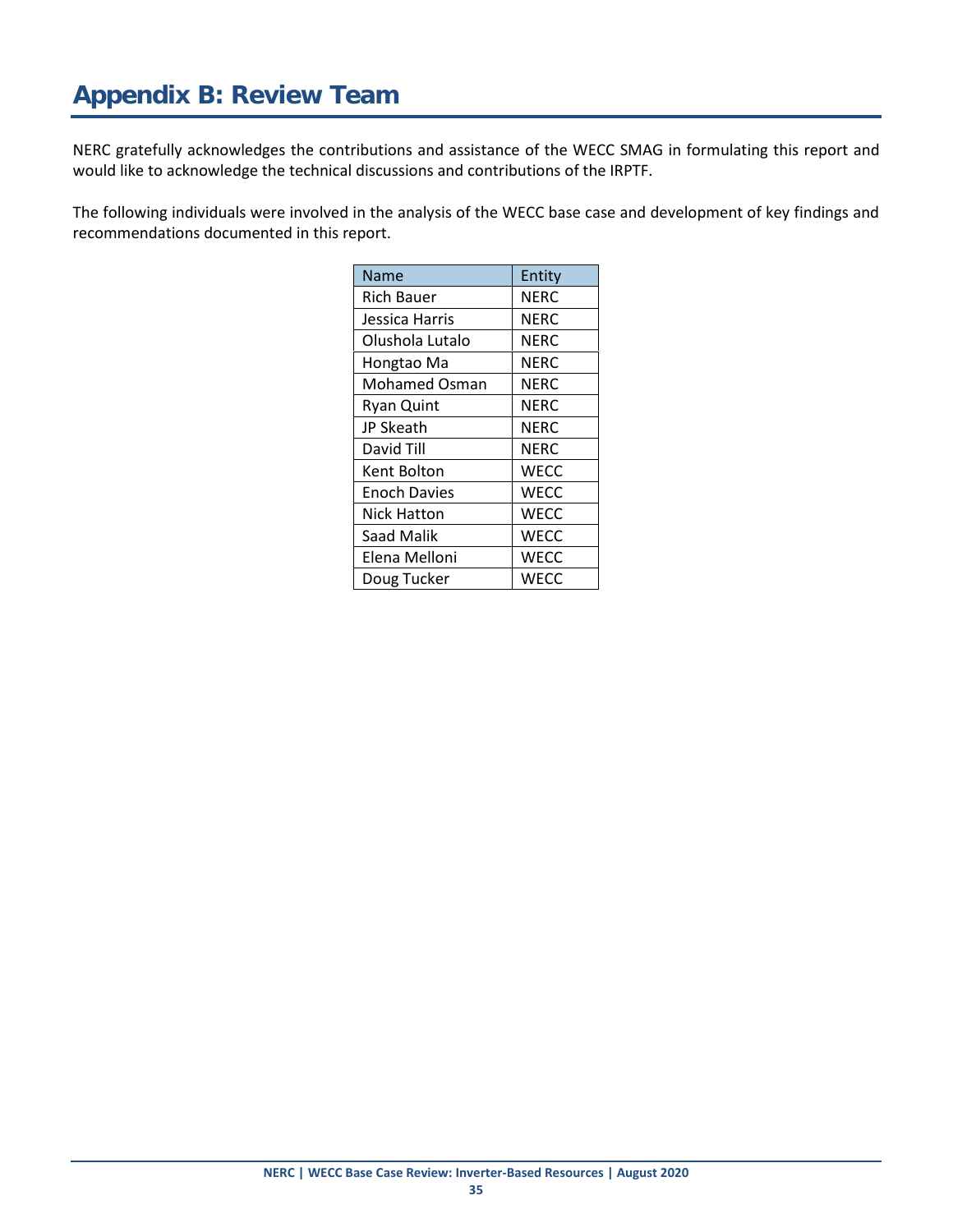# Appendix B: Review Team

NERC gratefully acknowledges the contributions and assistance of the WECC SMAG in formulating this report and would like to acknowledge the technical discussions and contributions of the IRPTF.

The following individuals were involved in the analysis of the WECC base case and development of key findings and recommendations documented in this report.

| Name | Entity |
|---|---|
| Rich Bauer | NERC |
| Jessica Harris | NERC |
| Olushola Lutalo | NERC |
| Hongtao Ma | NERC |
| Mohamed Osman | NERC |
| Ryan Quint | NERC |
| JP Skeath | NERC |
| David Till | NERC |
| Kent Bolton | WECC |
| Enoch Davies | WECC |
| Nick Hatton | WECC |
| Saad Malik | WECC |
| Elena Melloni | WECC |
| Doug Tucker | WECC |